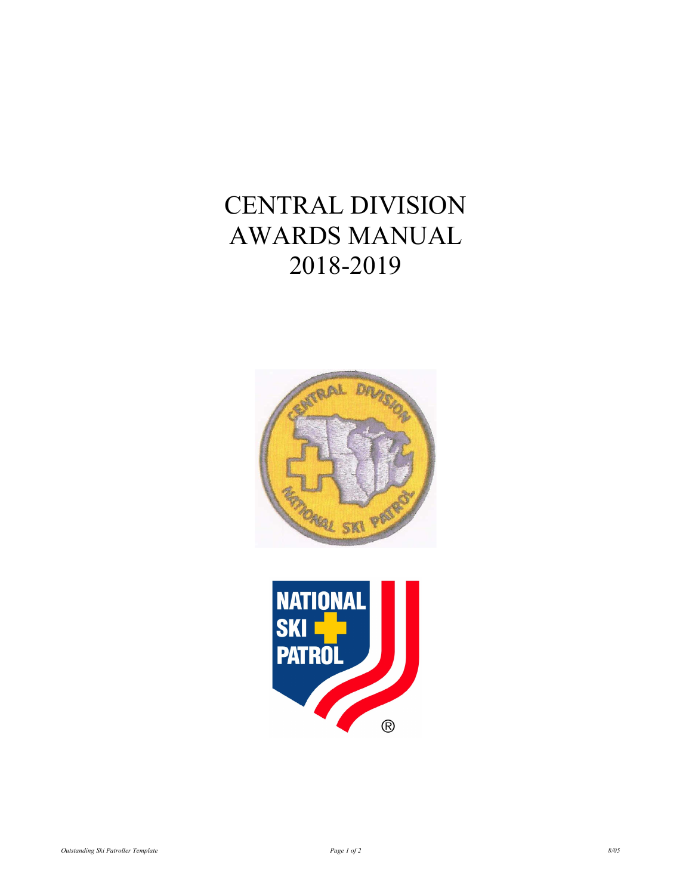# CENTRAL DIVISION AWARDS MANUAL 2018-2019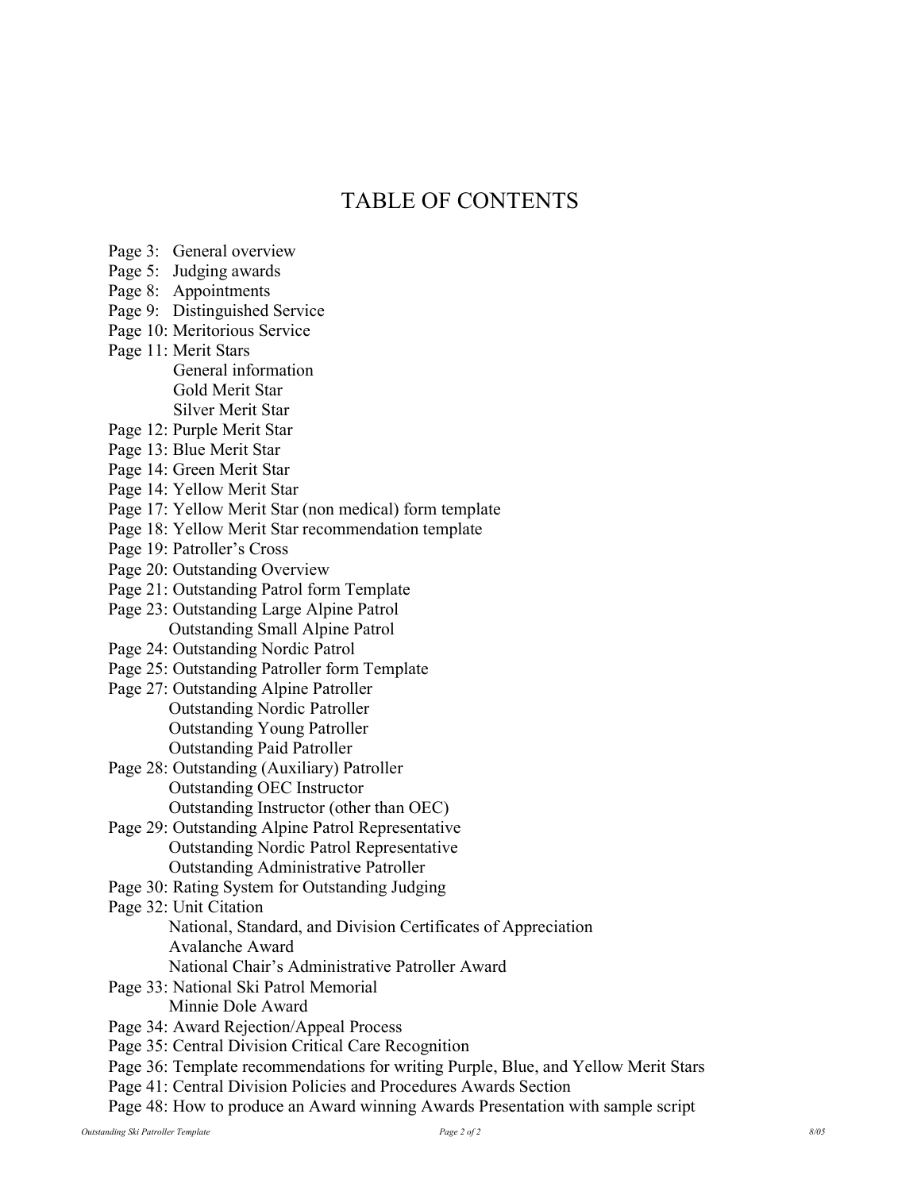# TABLE OF CONTENTS

Page 3: General overview
Page 5: Judging awards
Page 8: Appointments
Page 9: Distinguished Service
Page 10: Meritorious Service
Page 11: Merit Stars
  General information
  Gold Merit Star
  Silver Merit Star
Page 12: Purple Merit Star
Page 13: Blue Merit Star
Page 14: Green Merit Star
Page 14: Yellow Merit Star
Page 17: Yellow Merit Star (non medical) form template
Page 18: Yellow Merit Star recommendation template
Page 19: Patroller's Cross
Page 20: Outstanding Overview
Page 21: Outstanding Patrol form Template
Page 23: Outstanding Large Alpine Patrol
  Outstanding Small Alpine Patrol
Page 24: Outstanding Nordic Patrol
Page 25: Outstanding Patroller form Template
Page 27: Outstanding Alpine Patroller
  Outstanding Nordic Patroller
  Outstanding Young Patroller
  Outstanding Paid Patroller
Page 28: Outstanding (Auxiliary) Patroller
  Outstanding OEC Instructor
  Outstanding Instructor (other than OEC)
Page 29: Outstanding Alpine Patrol Representative
  Outstanding Nordic Patrol Representative
  Outstanding Administrative Patroller
Page 30: Rating System for Outstanding Judging
Page 32: Unit Citation
  National, Standard, and Division Certificates of Appreciation
  Avalanche Award
  National Chair's Administrative Patroller Award
Page 33: National Ski Patrol Memorial
  Minnie Dole Award
Page 34: Award Rejection/Appeal Process
Page 35: Central Division Critical Care Recognition
Page 36: Template recommendations for writing Purple, Blue, and Yellow Merit Stars
Page 41: Central Division Policies and Procedures Awards Section
Page 48: How to produce an Award winning Awards Presentation with sample script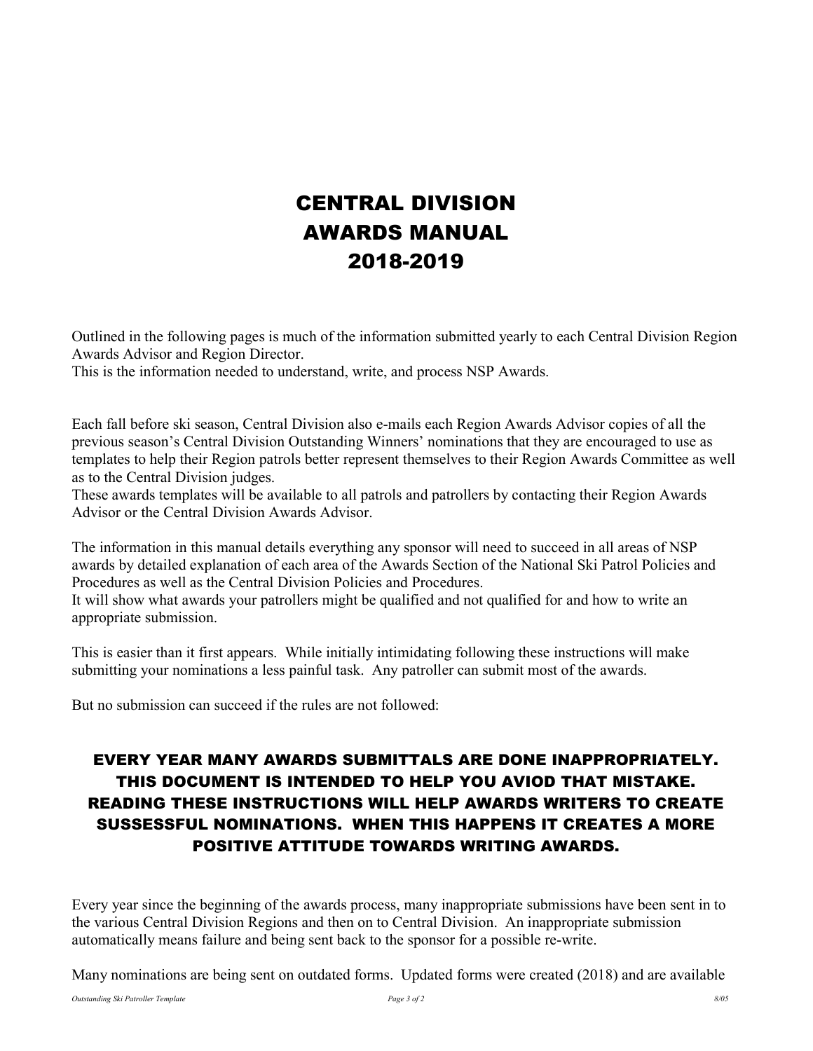# CENTRAL DIVISION
# AWARDS MANUAL
# 2018-2019

Outlined in the following pages is much of the information submitted yearly to each Central Division Region Awards Advisor and Region Director.
This is the information needed to understand, write, and process NSP Awards.

Each fall before ski season, Central Division also e-mails each Region Awards Advisor copies of all the previous season's Central Division Outstanding Winners' nominations that they are encouraged to use as templates to help their Region patrols better represent themselves to their Region Awards Committee as well as to the Central Division judges.
These awards templates will be available to all patrols and patrollers by contacting their Region Awards Advisor or the Central Division Awards Advisor.

The information in this manual details everything any sponsor will need to succeed in all areas of NSP awards by detailed explanation of each area of the Awards Section of the National Ski Patrol Policies and Procedures as well as the Central Division Policies and Procedures.
It will show what awards your patrollers might be qualified and not qualified for and how to write an appropriate submission.

This is easier than it first appears. While initially intimidating following these instructions will make submitting your nominations a less painful task. Any patroller can submit most of the awards.

But no submission can succeed if the rules are not followed:

**EVERY YEAR MANY AWARDS SUBMITTALS ARE DONE INAPPROPRIATELY. THIS DOCUMENT IS INTENDED TO HELP YOU AVIOD THAT MISTAKE. READING THESE INSTRUCTIONS WILL HELP AWARDS WRITERS TO CREATE SUSSESSFUL NOMINATIONS. WHEN THIS HAPPENS IT CREATES A MORE POSITIVE ATTITUDE TOWARDS WRITING AWARDS.**

Every year since the beginning of the awards process, many inappropriate submissions have been sent in to the various Central Division Regions and then on to Central Division. An inappropriate submission automatically means failure and being sent back to the sponsor for a possible re-write.

Many nominations are being sent on outdated forms. Updated forms were created (2018) and are available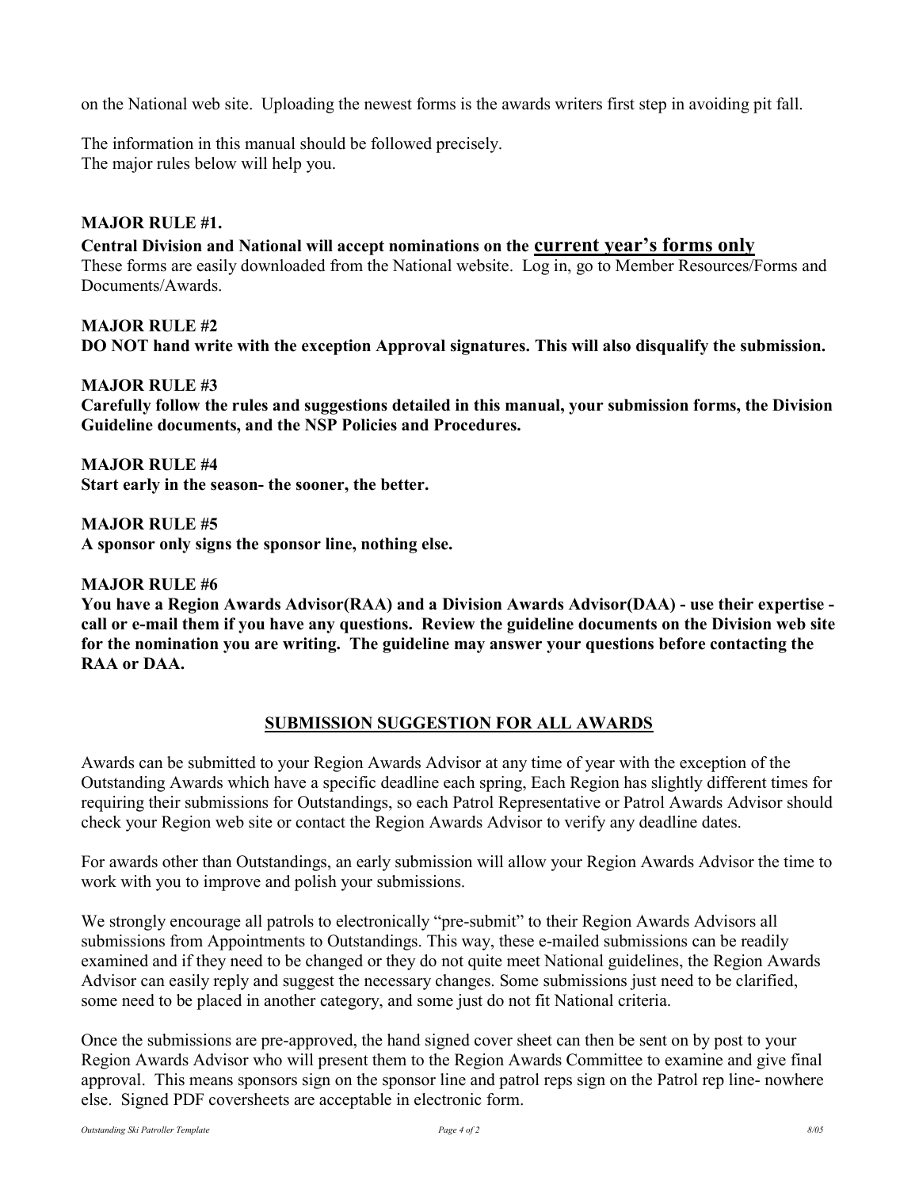on the National web site. Uploading the newest forms is the awards writers first step in avoiding pit fall.

The information in this manual should be followed precisely.
The major rules below will help you.

**MAJOR RULE #1.**

**Central Division and National will accept nominations on the <u>current year's forms only</u>**
These forms are easily downloaded from the National website. Log in, go to Member Resources/Forms and Documents/Awards.

**MAJOR RULE #2**
**DO NOT hand write with the exception Approval signatures. This will also disqualify the submission.**

**MAJOR RULE #3**
**Carefully follow the rules and suggestions detailed in this manual, your submission forms, the Division Guideline documents, and the NSP Policies and Procedures.**

**MAJOR RULE #4**
**Start early in the season- the sooner, the better.**

**MAJOR RULE #5**
**A sponsor only signs the sponsor line, nothing else.**

**MAJOR RULE #6**
**You have a Region Awards Advisor(RAA) and a Division Awards Advisor(DAA) - use their expertise - call or e-mail them if you have any questions. Review the guideline documents on the Division web site for the nomination you are writing. The guideline may answer your questions before contacting the RAA or DAA.**

## SUBMISSION SUGGESTION FOR ALL AWARDS

Awards can be submitted to your Region Awards Advisor at any time of year with the exception of the Outstanding Awards which have a specific deadline each spring, Each Region has slightly different times for requiring their submissions for Outstandings, so each Patrol Representative or Patrol Awards Advisor should check your Region web site or contact the Region Awards Advisor to verify any deadline dates.

For awards other than Outstandings, an early submission will allow your Region Awards Advisor the time to work with you to improve and polish your submissions.

We strongly encourage all patrols to electronically "pre-submit" to their Region Awards Advisors all submissions from Appointments to Outstandings. This way, these e-mailed submissions can be readily examined and if they need to be changed or they do not quite meet National guidelines, the Region Awards Advisor can easily reply and suggest the necessary changes. Some submissions just need to be clarified, some need to be placed in another category, and some just do not fit National criteria.

Once the submissions are pre-approved, the hand signed cover sheet can then be sent on by post to your Region Awards Advisor who will present them to the Region Awards Committee to examine and give final approval. This means sponsors sign on the sponsor line and patrol reps sign on the Patrol rep line- nowhere else. Signed PDF coversheets are acceptable in electronic form.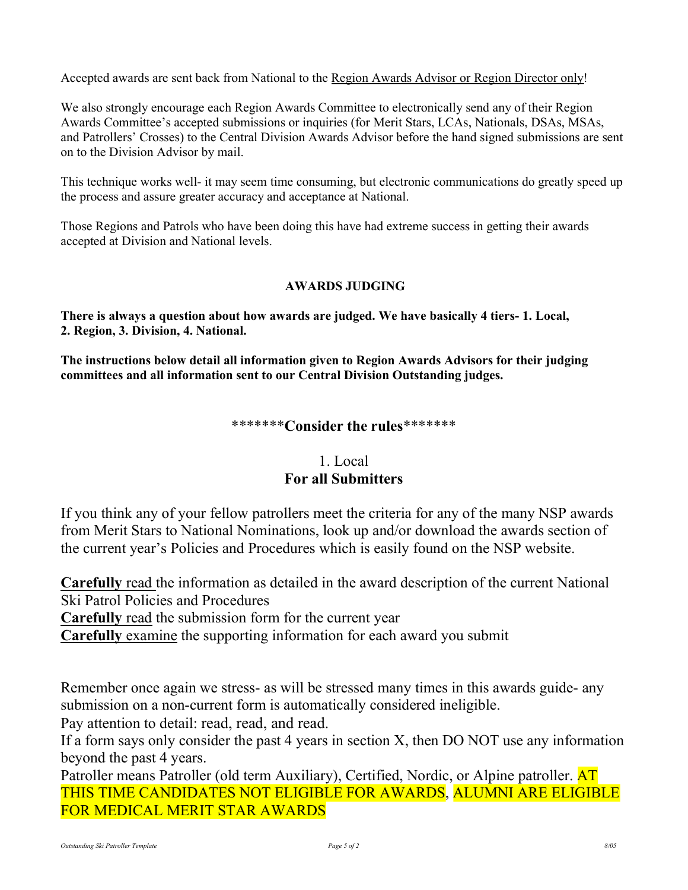Accepted awards are sent back from National to the Region Awards Advisor or Region Director only!

We also strongly encourage each Region Awards Committee to electronically send any of their Region Awards Committee's accepted submissions or inquiries (for Merit Stars, LCAs, Nationals, DSAs, MSAs, and Patrollers' Crosses) to the Central Division Awards Advisor before the hand signed submissions are sent on to the Division Advisor by mail.

This technique works well- it may seem time consuming, but electronic communications do greatly speed up the process and assure greater accuracy and acceptance at National.

Those Regions and Patrols who have been doing this have had extreme success in getting their awards accepted at Division and National levels.

## AWARDS JUDGING

**There is always a question about how awards are judged. We have basically 4 tiers- 1. Local, 2. Region, 3. Division, 4. National.**

**The instructions below detail all information given to Region Awards Advisors for their judging committees and all information sent to our Central Division Outstanding judges.**

### *******Consider the rules*******

### 1. Local
### For all Submitters

If you think any of your fellow patrollers meet the criteria for any of the many NSP awards from Merit Stars to National Nominations, look up and/or download the awards section of the current year's Policies and Procedures which is easily found on the NSP website.

**Carefully** read the information as detailed in the award description of the current National Ski Patrol Policies and Procedures
**Carefully** read the submission form for the current year
**Carefully** examine the supporting information for each award you submit

Remember once again we stress- as will be stressed many times in this awards guide- any submission on a non-current form is automatically considered ineligible.
Pay attention to detail: read, read, and read.
If a form says only consider the past 4 years in section X, then DO NOT use any information beyond the past 4 years.
Patroller means Patroller (old term Auxiliary), Certified, Nordic, or Alpine patroller. AT THIS TIME CANDIDATES NOT ELIGIBLE FOR AWARDS, ALUMNI ARE ELIGIBLE FOR MEDICAL MERIT STAR AWARDS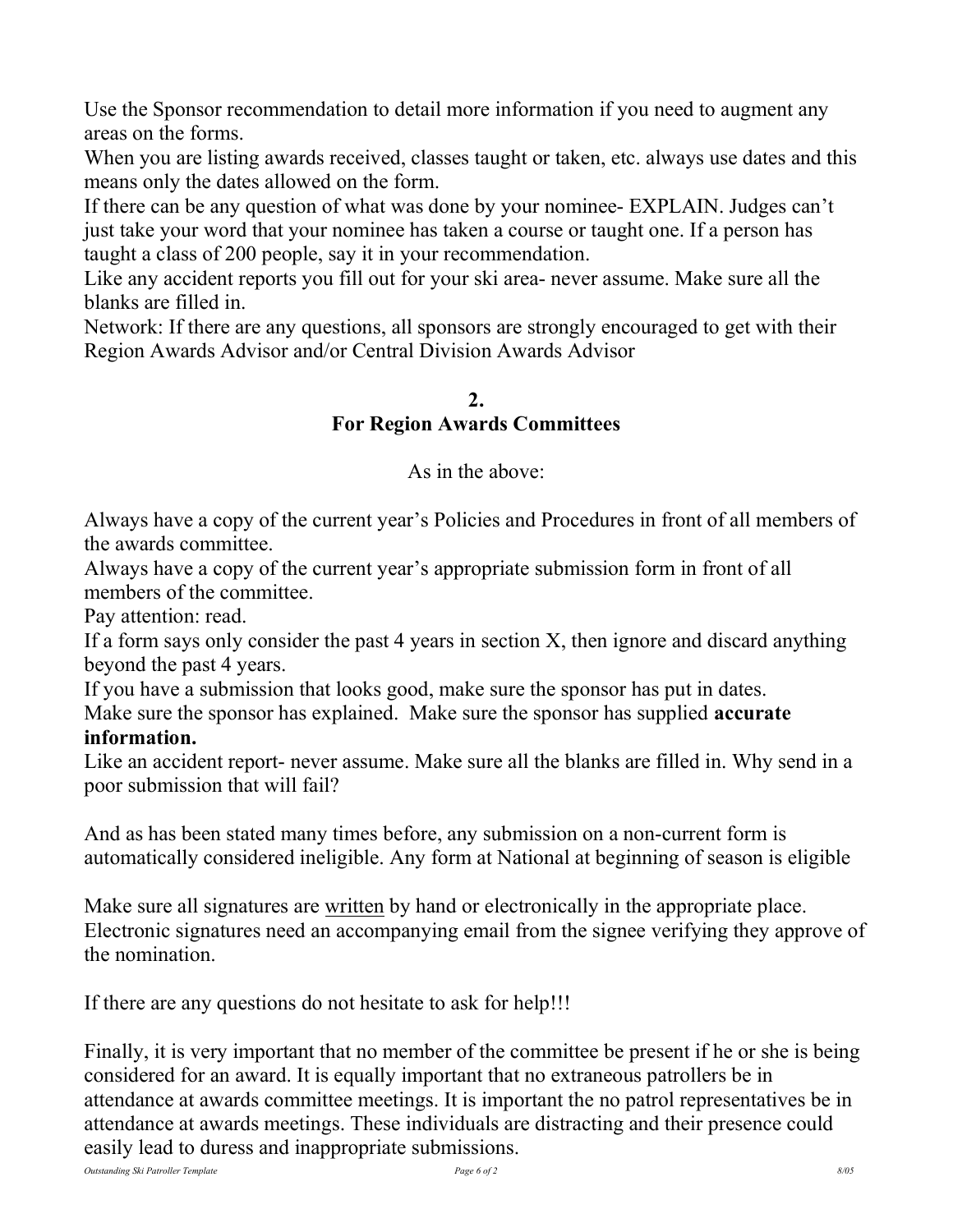Use the Sponsor recommendation to detail more information if you need to augment any areas on the forms.
When you are listing awards received, classes taught or taken, etc. always use dates and this means only the dates allowed on the form.
If there can be any question of what was done by your nominee- EXPLAIN. Judges can't just take your word that your nominee has taken a course or taught one. If a person has taught a class of 200 people, say it in your recommendation.
Like any accident reports you fill out for your ski area- never assume. Make sure all the blanks are filled in.
Network: If there are any questions, all sponsors are strongly encouraged to get with their Region Awards Advisor and/or Central Division Awards Advisor

## 2.
## For Region Awards Committees

As in the above:

Always have a copy of the current year's Policies and Procedures in front of all members of the awards committee.
Always have a copy of the current year's appropriate submission form in front of all members of the committee.
Pay attention: read.
If a form says only consider the past 4 years in section X, then ignore and discard anything beyond the past 4 years.
If you have a submission that looks good, make sure the sponsor has put in dates.
Make sure the sponsor has explained. Make sure the sponsor has supplied **accurate information.**
Like an accident report- never assume. Make sure all the blanks are filled in. Why send in a poor submission that will fail?

And as has been stated many times before, any submission on a non-current form is automatically considered ineligible. Any form at National at beginning of season is eligible

Make sure all signatures are <u>written</u> by hand or electronically in the appropriate place. Electronic signatures need an accompanying email from the signee verifying they approve of the nomination.

If there are any questions do not hesitate to ask for help!!!

Finally, it is very important that no member of the committee be present if he or she is being considered for an award. It is equally important that no extraneous patrollers be in attendance at awards committee meetings. It is important the no patrol representatives be in attendance at awards meetings. These individuals are distracting and their presence could easily lead to duress and inappropriate submissions.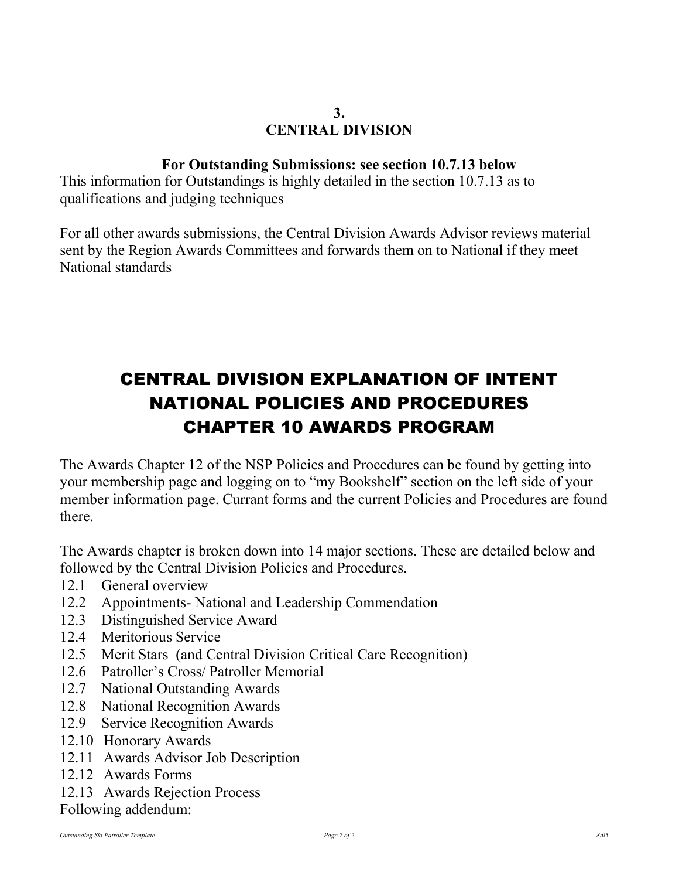## 3.
## CENTRAL DIVISION

**For Outstanding Submissions: see section 10.7.13 below**

This information for Outstandings is highly detailed in the section 10.7.13 as to qualifications and judging techniques

For all other awards submissions, the Central Division Awards Advisor reviews material sent by the Region Awards Committees and forwards them on to National if they meet National standards

# CENTRAL DIVISION EXPLANATION OF INTENT NATIONAL POLICIES AND PROCEDURES CHAPTER 10 AWARDS PROGRAM

The Awards Chapter 12 of the NSP Policies and Procedures can be found by getting into your membership page and logging on to "my Bookshelf" section on the left side of your member information page. Currant forms and the current Policies and Procedures are found there.

The Awards chapter is broken down into 14 major sections. These are detailed below and followed by the Central Division Policies and Procedures.

- 12.1 General overview
- 12.2 Appointments- National and Leadership Commendation
- 12.3 Distinguished Service Award
- 12.4 Meritorious Service
- 12.5 Merit Stars (and Central Division Critical Care Recognition)
- 12.6 Patroller's Cross/ Patroller Memorial
- 12.7 National Outstanding Awards
- 12.8 National Recognition Awards
- 12.9 Service Recognition Awards
- 12.10 Honorary Awards
- 12.11 Awards Advisor Job Description
- 12.12 Awards Forms
- 12.13 Awards Rejection Process

Following addendum: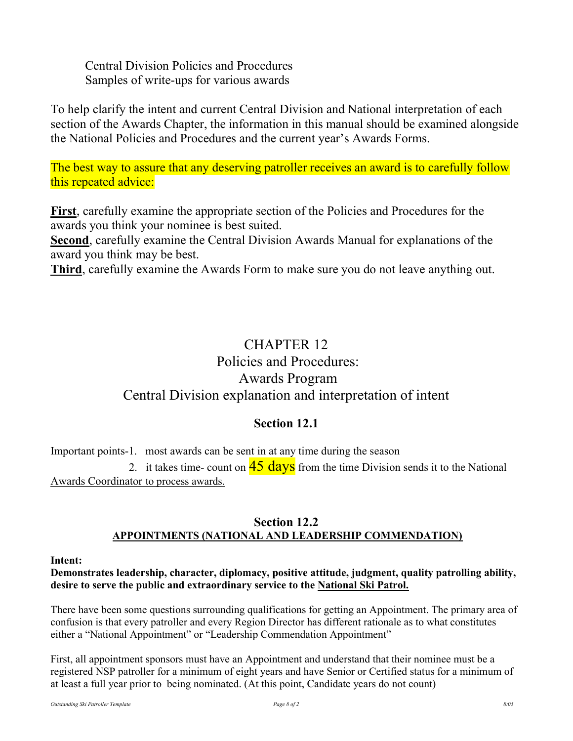Central Division Policies and Procedures
Samples of write-ups for various awards

To help clarify the intent and current Central Division and National interpretation of each section of the Awards Chapter, the information in this manual should be examined alongside the National Policies and Procedures and the current year's Awards Forms.

The best way to assure that any deserving patroller receives an award is to carefully follow this repeated advice:

**First**, carefully examine the appropriate section of the Policies and Procedures for the awards you think your nominee is best suited.
**Second**, carefully examine the Central Division Awards Manual for explanations of the award you think may be best.
**Third**, carefully examine the Awards Form to make sure you do not leave anything out.

# CHAPTER 12
# Policies and Procedures: Awards Program
# Central Division explanation and interpretation of intent

## Section 12.1

Important points-1. most awards can be sent in at any time during the season

2. it takes time- count on 45 days from the time Division sends it to the National Awards Coordinator to process awards.

## Section 12.2
### APPOINTMENTS (NATIONAL AND LEADERSHIP COMMENDATION)

**Intent:**
**Demonstrates leadership, character, diplomacy, positive attitude, judgment, quality patrolling ability, desire to serve the public and extraordinary service to the National Ski Patrol.**

There have been some questions surrounding qualifications for getting an Appointment. The primary area of confusion is that every patroller and every Region Director has different rationale as to what constitutes either a "National Appointment" or "Leadership Commendation Appointment"

First, all appointment sponsors must have an Appointment and understand that their nominee must be a registered NSP patroller for a minimum of eight years and have Senior or Certified status for a minimum of at least a full year prior to being nominated. (At this point, Candidate years do not count)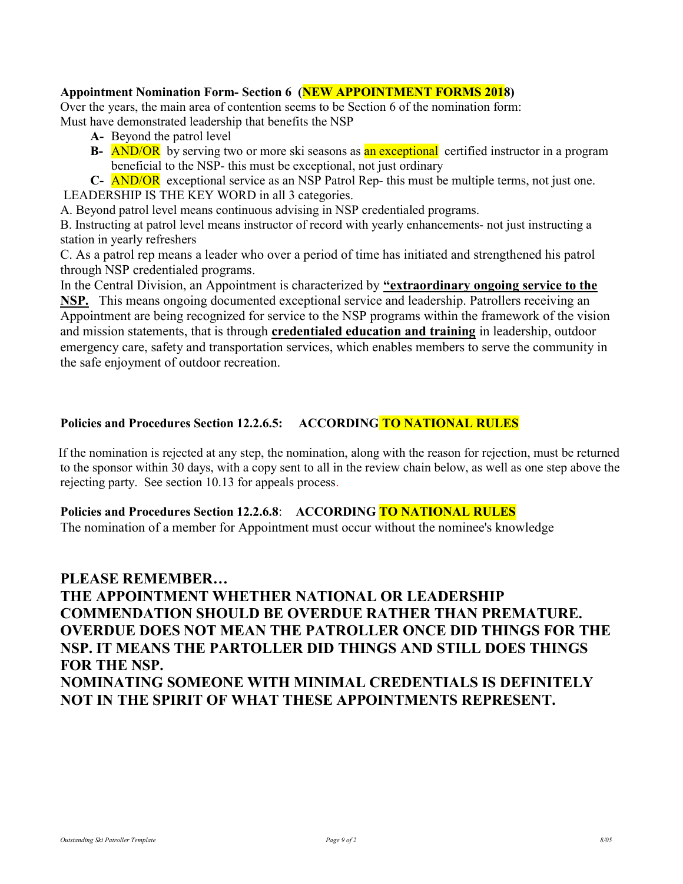**Appointment Nomination Form- Section 6 (NEW APPOINTMENT FORMS 2018)**

Over the years, the main area of contention seems to be Section 6 of the nomination form:
Must have demonstrated leadership that benefits the NSP

- **A-** Beyond the patrol level
- **B-** AND/OR by serving two or more ski seasons as an exceptional certified instructor in a program beneficial to the NSP- this must be exceptional, not just ordinary
- **C-** AND/OR exceptional service as an NSP Patrol Rep- this must be multiple terms, not just one.

LEADERSHIP IS THE KEY WORD in all 3 categories.

A. Beyond patrol level means continuous advising in NSP credentialed programs.

B. Instructing at patrol level means instructor of record with yearly enhancements- not just instructing a station in yearly refreshers

C. As a patrol rep means a leader who over a period of time has initiated and strengthened his patrol through NSP credentialed programs.

In the Central Division, an Appointment is characterized by **"extraordinary ongoing service to the NSP.** This means ongoing documented exceptional service and leadership. Patrollers receiving an Appointment are being recognized for service to the NSP programs within the framework of the vision and mission statements, that is through **credentialed education and training** in leadership, outdoor emergency care, safety and transportation services, which enables members to serve the community in the safe enjoyment of outdoor recreation.

**Policies and Procedures Section 12.2.6.5: ACCORDING TO NATIONAL RULES**

If the nomination is rejected at any step, the nomination, along with the reason for rejection, must be returned to the sponsor within 30 days, with a copy sent to all in the review chain below, as well as one step above the rejecting party. See section 10.13 for appeals process.

**Policies and Procedures Section 12.2.6.8**: **ACCORDING TO NATIONAL RULES**

The nomination of a member for Appointment must occur without the nominee's knowledge

**PLEASE REMEMBER…**
**THE APPOINTMENT WHETHER NATIONAL OR LEADERSHIP COMMENDATION SHOULD BE OVERDUE RATHER THAN PREMATURE. OVERDUE DOES NOT MEAN THE PATROLLER ONCE DID THINGS FOR THE NSP. IT MEANS THE PARTOLLER DID THINGS AND STILL DOES THINGS FOR THE NSP.**
**NOMINATING SOMEONE WITH MINIMAL CREDENTIALS IS DEFINITELY NOT IN THE SPIRIT OF WHAT THESE APPOINTMENTS REPRESENT.**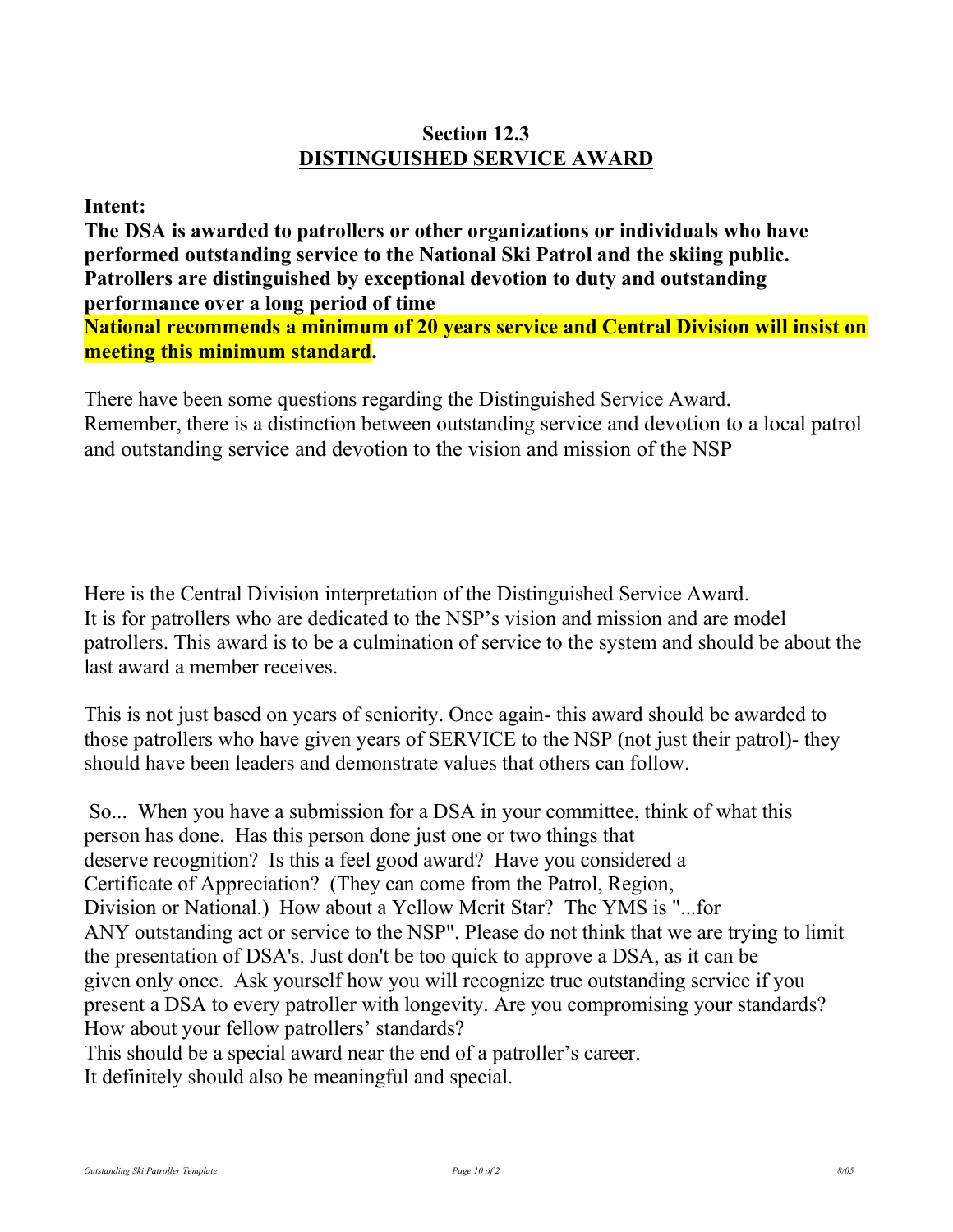## Section 12.3
## DISTINGUISHED SERVICE AWARD

**Intent:**

**The DSA is awarded to patrollers or other organizations or individuals who have performed outstanding service to the National Ski Patrol and the skiing public. Patrollers are distinguished by exceptional devotion to duty and outstanding performance over a long period of time**

**National recommends a minimum of 20 years service and Central Division will insist on meeting this minimum standard.**

There have been some questions regarding the Distinguished Service Award. Remember, there is a distinction between outstanding service and devotion to a local patrol and outstanding service and devotion to the vision and mission of the NSP

Here is the Central Division interpretation of the Distinguished Service Award. It is for patrollers who are dedicated to the NSP's vision and mission and are model patrollers. This award is to be a culmination of service to the system and should be about the last award a member receives.

This is not just based on years of seniority. Once again- this award should be awarded to those patrollers who have given years of SERVICE to the NSP (not just their patrol)- they should have been leaders and demonstrate values that others can follow.

So... When you have a submission for a DSA in your committee, think of what this person has done. Has this person done just one or two things that deserve recognition? Is this a feel good award? Have you considered a Certificate of Appreciation? (They can come from the Patrol, Region, Division or National.) How about a Yellow Merit Star? The YMS is "...for ANY outstanding act or service to the NSP". Please do not think that we are trying to limit the presentation of DSA's. Just don't be too quick to approve a DSA, as it can be given only once. Ask yourself how you will recognize true outstanding service if you present a DSA to every patroller with longevity. Are you compromising your standards? How about your fellow patrollers' standards?

This should be a special award near the end of a patroller's career.

It definitely should also be meaningful and special.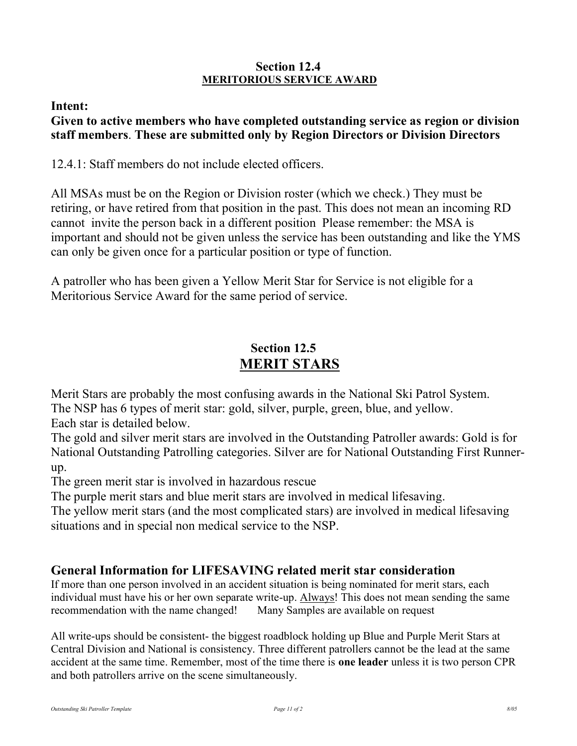## Section 12.4
**MERITORIOUS SERVICE AWARD**

**Intent:**
**Given to active members who have completed outstanding service as region or division staff members**. **These are submitted only by Region Directors or Division Directors**

12.4.1: Staff members do not include elected officers.

All MSAs must be on the Region or Division roster (which we check.) They must be retiring, or have retired from that position in the past. This does not mean an incoming RD cannot invite the person back in a different position Please remember: the MSA is important and should not be given unless the service has been outstanding and like the YMS can only be given once for a particular position or type of function.

A patroller who has been given a Yellow Merit Star for Service is not eligible for a Meritorious Service Award for the same period of service.

## Section 12.5
**MERIT STARS**

Merit Stars are probably the most confusing awards in the National Ski Patrol System.
The NSP has 6 types of merit star: gold, silver, purple, green, blue, and yellow.
Each star is detailed below.
The gold and silver merit stars are involved in the Outstanding Patroller awards: Gold is for National Outstanding Patrolling categories. Silver are for National Outstanding First Runner-up.
The green merit star is involved in hazardous rescue
The purple merit stars and blue merit stars are involved in medical lifesaving.
The yellow merit stars (and the most complicated stars) are involved in medical lifesaving situations and in special non medical service to the NSP.

### General Information for LIFESAVING related merit star consideration

If more than one person involved in an accident situation is being nominated for merit stars, each individual must have his or her own separate write-up. Always! This does not mean sending the same recommendation with the name changed! Many Samples are available on request

All write-ups should be consistent- the biggest roadblock holding up Blue and Purple Merit Stars at Central Division and National is consistency. Three different patrollers cannot be the lead at the same accident at the same time. Remember, most of the time there is **one leader** unless it is two person CPR and both patrollers arrive on the scene simultaneously.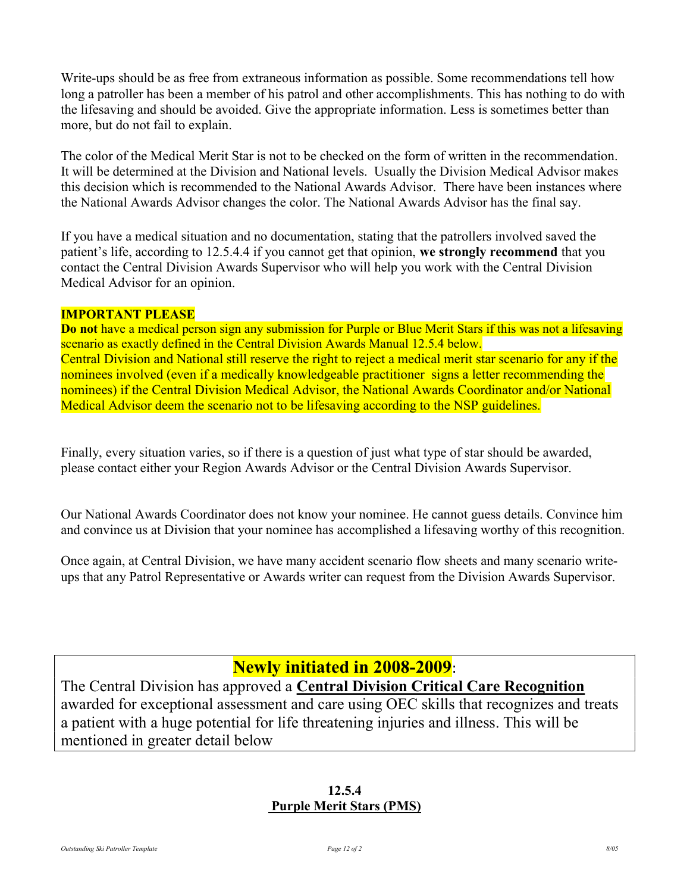Write-ups should be as free from extraneous information as possible. Some recommendations tell how long a patroller has been a member of his patrol and other accomplishments. This has nothing to do with the lifesaving and should be avoided. Give the appropriate information. Less is sometimes better than more, but do not fail to explain.

The color of the Medical Merit Star is not to be checked on the form of written in the recommendation. It will be determined at the Division and National levels. Usually the Division Medical Advisor makes this decision which is recommended to the National Awards Advisor. There have been instances where the National Awards Advisor changes the color. The National Awards Advisor has the final say.

If you have a medical situation and no documentation, stating that the patrollers involved saved the patient's life, according to 12.5.4.4 if you cannot get that opinion, **we strongly recommend** that you contact the Central Division Awards Supervisor who will help you work with the Central Division Medical Advisor for an opinion.

**IMPORTANT PLEASE**

**Do not** have a medical person sign any submission for Purple or Blue Merit Stars if this was not a lifesaving scenario as exactly defined in the Central Division Awards Manual 12.5.4 below.
Central Division and National still reserve the right to reject a medical merit star scenario for any if the nominees involved (even if a medically knowledgeable practitioner signs a letter recommending the nominees) if the Central Division Medical Advisor, the National Awards Coordinator and/or National Medical Advisor deem the scenario not to be lifesaving according to the NSP guidelines.

Finally, every situation varies, so if there is a question of just what type of star should be awarded, please contact either your Region Awards Advisor or the Central Division Awards Supervisor.

Our National Awards Coordinator does not know your nominee. He cannot guess details. Convince him and convince us at Division that your nominee has accomplished a lifesaving worthy of this recognition.

Once again, at Central Division, we have many accident scenario flow sheets and many scenario write-ups that any Patrol Representative or Awards writer can request from the Division Awards Supervisor.

## **Newly initiated in 2008-2009**:

The Central Division has approved a **Central Division Critical Care Recognition** awarded for exceptional assessment and care using OEC skills that recognizes and treats a patient with a huge potential for life threatening injuries and illness. This will be mentioned in greater detail below

## 12.5.4
## Purple Merit Stars (PMS)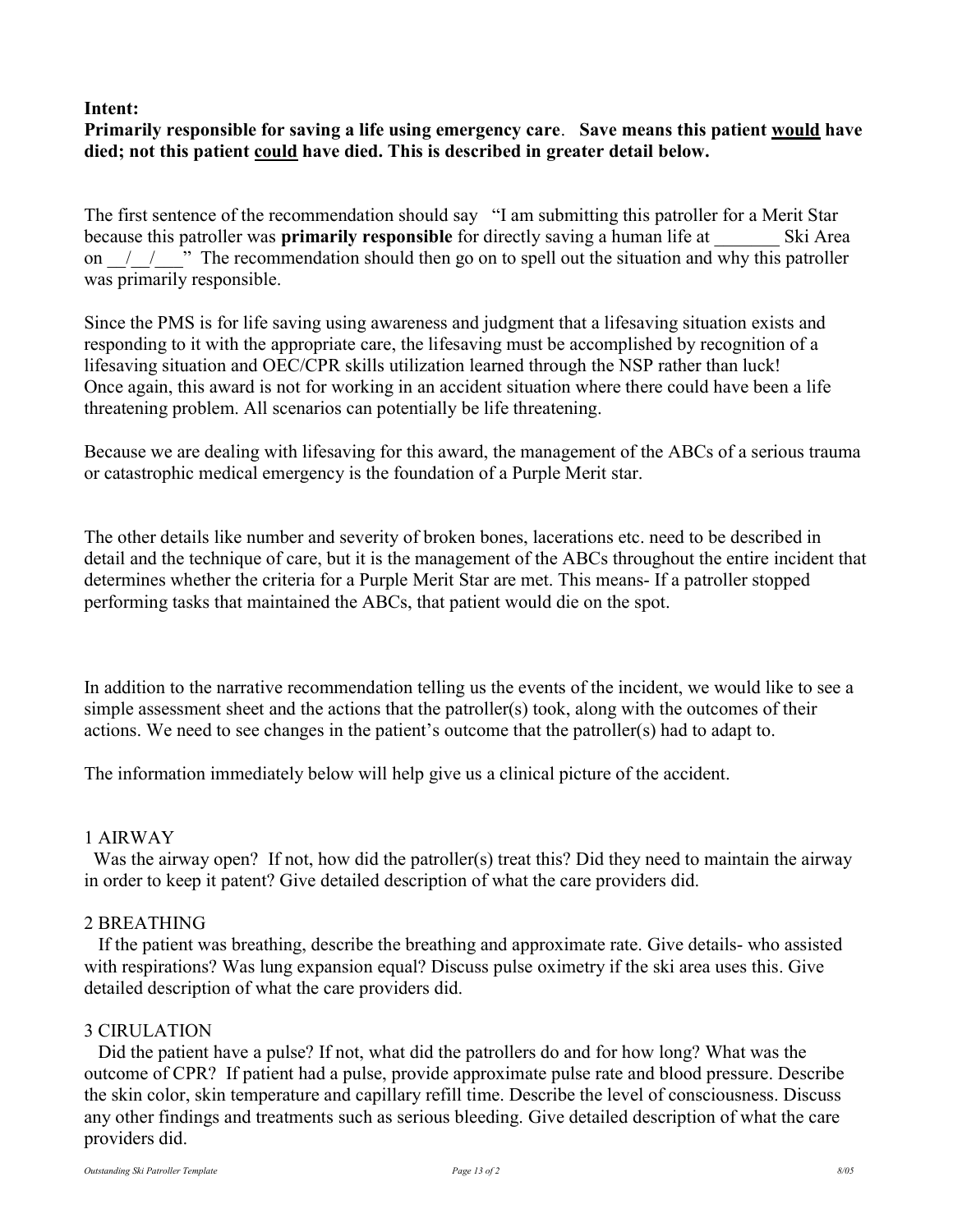**Intent:**

**Primarily responsible for saving a life using emergency care**. **Save means this patient <u>would</u> have died; not this patient <u>could</u> have died. This is described in greater detail below.**

The first sentence of the recommendation should say "I am submitting this patroller for a Merit Star because this patroller was **primarily responsible** for directly saving a human life at _______ Ski Area on __/__/___" The recommendation should then go on to spell out the situation and why this patroller was primarily responsible.

Since the PMS is for life saving using awareness and judgment that a lifesaving situation exists and responding to it with the appropriate care, the lifesaving must be accomplished by recognition of a lifesaving situation and OEC/CPR skills utilization learned through the NSP rather than luck!
Once again, this award is not for working in an accident situation where there could have been a life threatening problem. All scenarios can potentially be life threatening.

Because we are dealing with lifesaving for this award, the management of the ABCs of a serious trauma or catastrophic medical emergency is the foundation of a Purple Merit star.

The other details like number and severity of broken bones, lacerations etc. need to be described in detail and the technique of care, but it is the management of the ABCs throughout the entire incident that determines whether the criteria for a Purple Merit Star are met. This means- If a patroller stopped performing tasks that maintained the ABCs, that patient would die on the spot.

In addition to the narrative recommendation telling us the events of the incident, we would like to see a simple assessment sheet and the actions that the patroller(s) took, along with the outcomes of their actions. We need to see changes in the patient's outcome that the patroller(s) had to adapt to.

The information immediately below will help give us a clinical picture of the accident.

1 AIRWAY

Was the airway open? If not, how did the patroller(s) treat this? Did they need to maintain the airway in order to keep it patent? Give detailed description of what the care providers did.

2 BREATHING

If the patient was breathing, describe the breathing and approximate rate. Give details- who assisted with respirations? Was lung expansion equal? Discuss pulse oximetry if the ski area uses this. Give detailed description of what the care providers did.

3 CIRULATION

Did the patient have a pulse? If not, what did the patrollers do and for how long? What was the outcome of CPR? If patient had a pulse, provide approximate pulse rate and blood pressure. Describe the skin color, skin temperature and capillary refill time. Describe the level of consciousness. Discuss any other findings and treatments such as serious bleeding. Give detailed description of what the care providers did.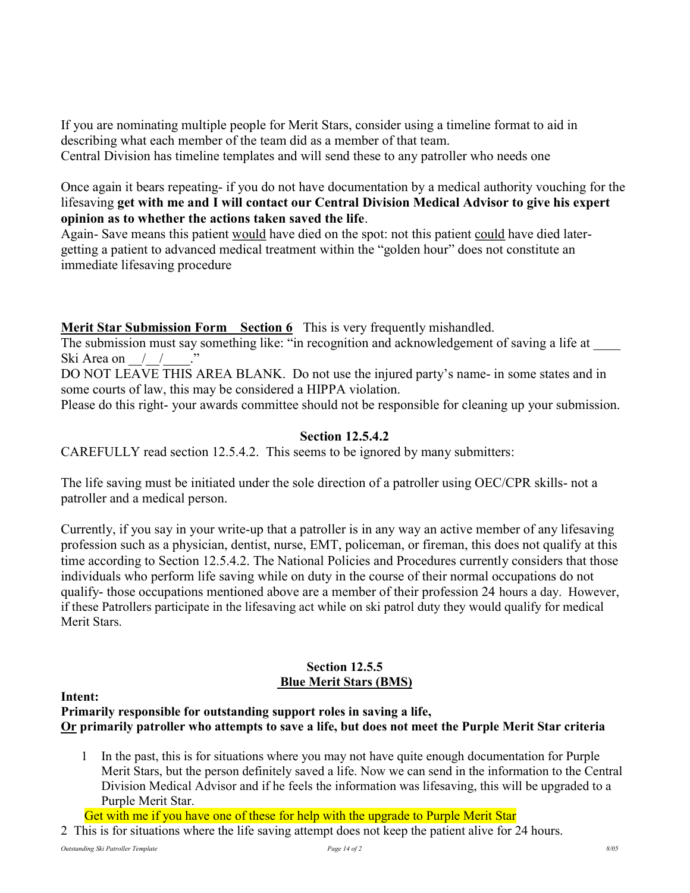If you are nominating multiple people for Merit Stars, consider using a timeline format to aid in describing what each member of the team did as a member of that team.
Central Division has timeline templates and will send these to any patroller who needs one

Once again it bears repeating- if you do not have documentation by a medical authority vouching for the lifesaving **get with me and I will contact our Central Division Medical Advisor to give his expert opinion as to whether the actions taken saved the life**.
Again- Save means this patient would have died on the spot: not this patient could have died later- getting a patient to advanced medical treatment within the "golden hour" does not constitute an immediate lifesaving procedure

**Merit Star Submission Form Section 6** This is very frequently mishandled.
The submission must say something like: "in recognition and acknowledgement of saving a life at ____ Ski Area on __/__/____."
DO NOT LEAVE THIS AREA BLANK. Do not use the injured party's name- in some states and in some courts of law, this may be considered a HIPPA violation.
Please do this right- your awards committee should not be responsible for cleaning up your submission.

**Section 12.5.4.2**

CAREFULLY read section 12.5.4.2. This seems to be ignored by many submitters:

The life saving must be initiated under the sole direction of a patroller using OEC/CPR skills- not a patroller and a medical person.

Currently, if you say in your write-up that a patroller is in any way an active member of any lifesaving profession such as a physician, dentist, nurse, EMT, policeman, or fireman, this does not qualify at this time according to Section 12.5.4.2. The National Policies and Procedures currently considers that those individuals who perform life saving while on duty in the course of their normal occupations do not qualify- those occupations mentioned above are a member of their profession 24 hours a day. However, if these Patrollers participate in the lifesaving act while on ski patrol duty they would qualify for medical Merit Stars.

**Section 12.5.5**
**Blue Merit Stars (BMS)**

**Intent:**
**Primarily responsible for outstanding support roles in saving a life,**
**Or primarily patroller who attempts to save a life, but does not meet the Purple Merit Star criteria**

1. In the past, this is for situations where you may not have quite enough documentation for Purple Merit Stars, but the person definitely saved a life. Now we can send in the information to the Central Division Medical Advisor and if he feels the information was lifesaving, this will be upgraded to a Purple Merit Star.
   Get with me if you have one of these for help with the upgrade to Purple Merit Star
2. This is for situations where the life saving attempt does not keep the patient alive for 24 hours.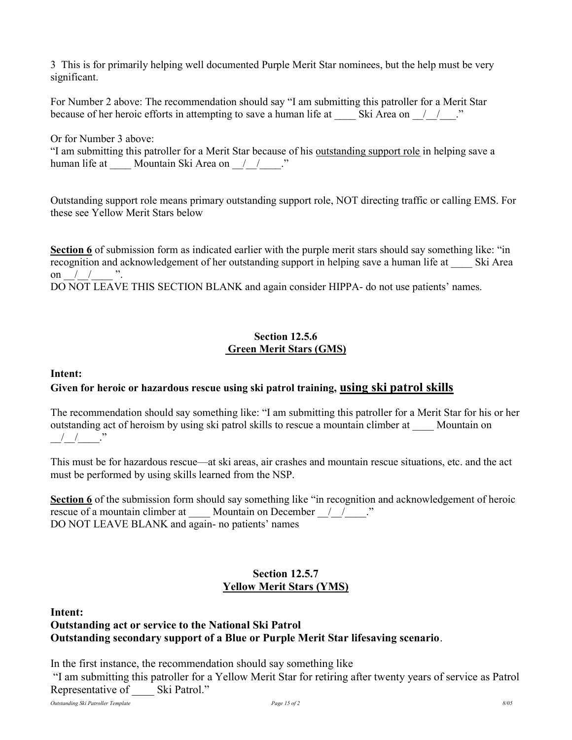3 This is for primarily helping well documented Purple Merit Star nominees, but the help must be very significant.

For Number 2 above: The recommendation should say "I am submitting this patroller for a Merit Star because of her heroic efforts in attempting to save a human life at ____ Ski Area on __/__/___."

Or for Number 3 above:
"I am submitting this patroller for a Merit Star because of his <u>outstanding support role</u> in helping save a human life at ____ Mountain Ski Area on __/__/____."

Outstanding support role means primary outstanding support role, NOT directing traffic or calling EMS. For these see Yellow Merit Stars below

**<u>Section 6</u>** of submission form as indicated earlier with the purple merit stars should say something like: "in recognition and acknowledgement of her outstanding support in helping save a human life at ____ Ski Area on __/__/____ ".
DO NOT LEAVE THIS SECTION BLANK and again consider HIPPA- do not use patients' names.

## Section 12.5.6
## <u>Green Merit Stars (GMS)</u>

**Intent:**

**Given for heroic or hazardous rescue using ski patrol training, <u>using ski patrol skills</u>**

The recommendation should say something like: "I am submitting this patroller for a Merit Star for his or her outstanding act of heroism by using ski patrol skills to rescue a mountain climber at ____ Mountain on __/__/____."

This must be for hazardous rescue—at ski areas, air crashes and mountain rescue situations, etc. and the act must be performed by using skills learned from the NSP.

**<u>Section 6</u>** of the submission form should say something like "in recognition and acknowledgement of heroic rescue of a mountain climber at ____ Mountain on December __/__/____."
DO NOT LEAVE BLANK and again- no patients' names

## Section 12.5.7
## <u>Yellow Merit Stars (YMS)</u>

**Intent:**

**Outstanding act or service to the National Ski Patrol**
**Outstanding secondary support of a Blue or Purple Merit Star lifesaving scenario**.

In the first instance, the recommendation should say something like
"I am submitting this patroller for a Yellow Merit Star for retiring after twenty years of service as Patrol Representative of ____ Ski Patrol."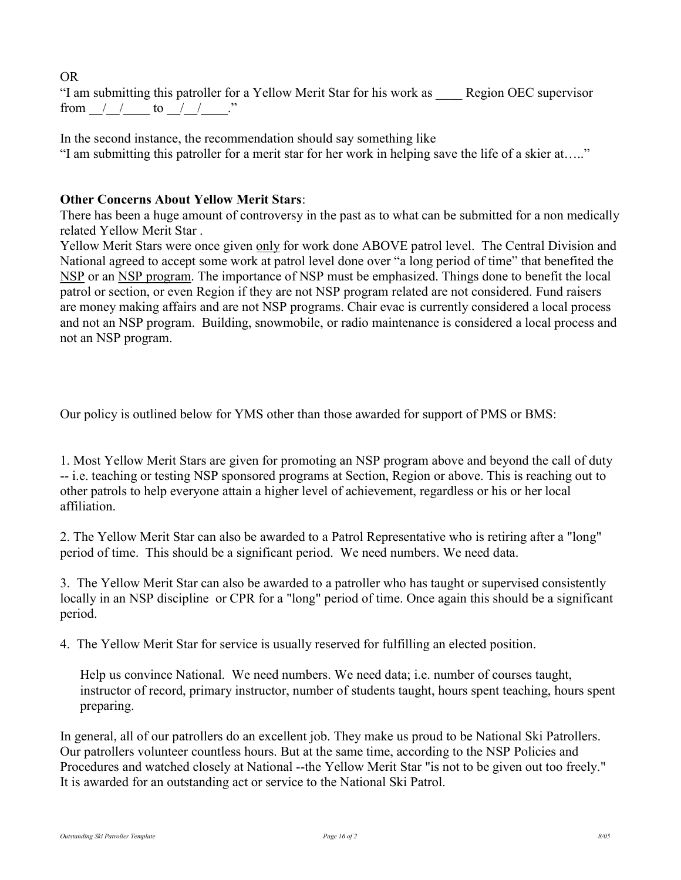OR

"I am submitting this patroller for a Yellow Merit Star for his work as ____ Region OEC supervisor from __/__/____ to __/__/____."

In the second instance, the recommendation should say something like

"I am submitting this patroller for a merit star for her work in helping save the life of a skier at….."

**Other Concerns About Yellow Merit Stars**:

There has been a huge amount of controversy in the past as to what can be submitted for a non medically related Yellow Merit Star .

Yellow Merit Stars were once given <u>only</u> for work done ABOVE patrol level. The Central Division and National agreed to accept some work at patrol level done over "a long period of time" that benefited the <u>NSP</u> or an <u>NSP program</u>. The importance of NSP must be emphasized. Things done to benefit the local patrol or section, or even Region if they are not NSP program related are not considered. Fund raisers are money making affairs and are not NSP programs. Chair evac is currently considered a local process and not an NSP program. Building, snowmobile, or radio maintenance is considered a local process and not an NSP program.

Our policy is outlined below for YMS other than those awarded for support of PMS or BMS:

1. Most Yellow Merit Stars are given for promoting an NSP program above and beyond the call of duty -- i.e. teaching or testing NSP sponsored programs at Section, Region or above. This is reaching out to other patrols to help everyone attain a higher level of achievement, regardless or his or her local affiliation.

2. The Yellow Merit Star can also be awarded to a Patrol Representative who is retiring after a "long" period of time. This should be a significant period. We need numbers. We need data.

3. The Yellow Merit Star can also be awarded to a patroller who has taught or supervised consistently locally in an NSP discipline or CPR for a "long" period of time. Once again this should be a significant period.

4. The Yellow Merit Star for service is usually reserved for fulfilling an elected position.

   Help us convince National. We need numbers. We need data; i.e. number of courses taught, instructor of record, primary instructor, number of students taught, hours spent teaching, hours spent preparing.

In general, all of our patrollers do an excellent job. They make us proud to be National Ski Patrollers. Our patrollers volunteer countless hours. But at the same time, according to the NSP Policies and Procedures and watched closely at National --the Yellow Merit Star "is not to be given out too freely." It is awarded for an outstanding act or service to the National Ski Patrol.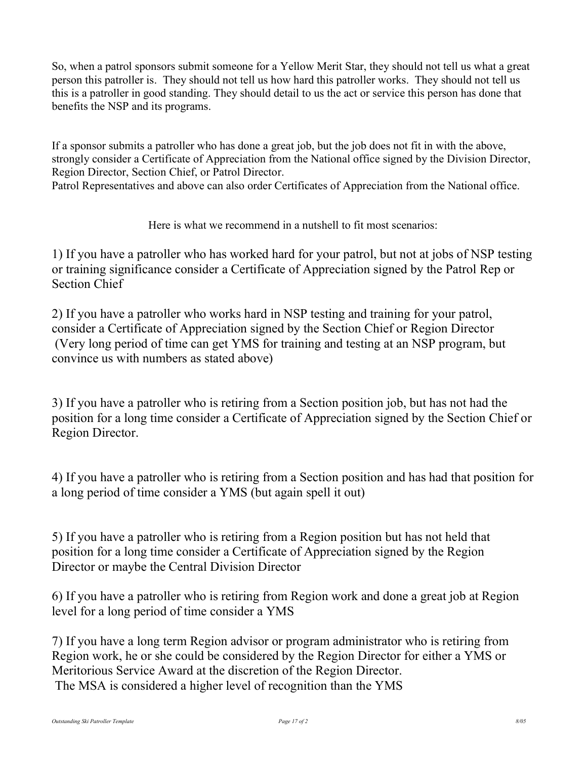So, when a patrol sponsors submit someone for a Yellow Merit Star, they should not tell us what a great person this patroller is. They should not tell us how hard this patroller works. They should not tell us this is a patroller in good standing. They should detail to us the act or service this person has done that benefits the NSP and its programs.

If a sponsor submits a patroller who has done a great job, but the job does not fit in with the above, strongly consider a Certificate of Appreciation from the National office signed by the Division Director, Region Director, Section Chief, or Patrol Director.
Patrol Representatives and above can also order Certificates of Appreciation from the National office.

Here is what we recommend in a nutshell to fit most scenarios:

1) If you have a patroller who has worked hard for your patrol, but not at jobs of NSP testing or training significance consider a Certificate of Appreciation signed by the Patrol Rep or Section Chief

2) If you have a patroller who works hard in NSP testing and training for your patrol, consider a Certificate of Appreciation signed by the Section Chief or Region Director (Very long period of time can get YMS for training and testing at an NSP program, but convince us with numbers as stated above)

3) If you have a patroller who is retiring from a Section position job, but has not had the position for a long time consider a Certificate of Appreciation signed by the Section Chief or Region Director.

4) If you have a patroller who is retiring from a Section position and has had that position for a long period of time consider a YMS (but again spell it out)

5) If you have a patroller who is retiring from a Region position but has not held that position for a long time consider a Certificate of Appreciation signed by the Region Director or maybe the Central Division Director

6) If you have a patroller who is retiring from Region work and done a great job at Region level for a long period of time consider a YMS

7) If you have a long term Region advisor or program administrator who is retiring from Region work, he or she could be considered by the Region Director for either a YMS or Meritorious Service Award at the discretion of the Region Director.
The MSA is considered a higher level of recognition than the YMS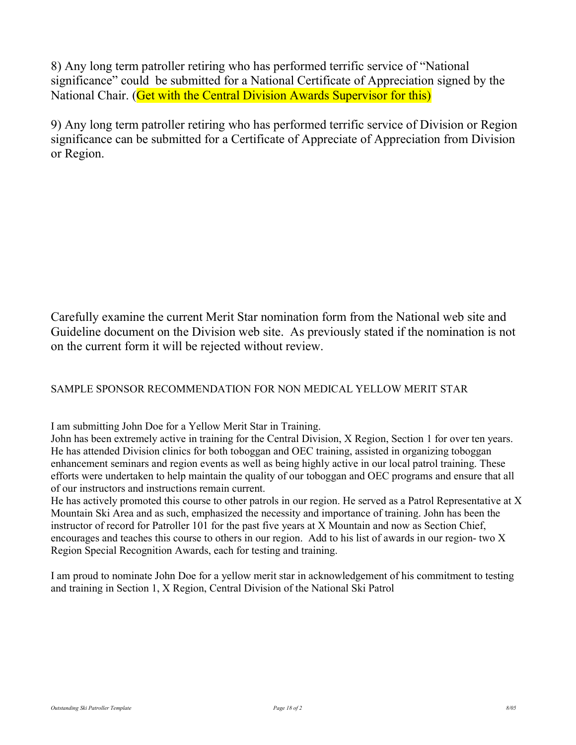8) Any long term patroller retiring who has performed terrific service of "National significance" could be submitted for a National Certificate of Appreciation signed by the National Chair. (Get with the Central Division Awards Supervisor for this)

9) Any long term patroller retiring who has performed terrific service of Division or Region significance can be submitted for a Certificate of Appreciate of Appreciation from Division or Region.

Carefully examine the current Merit Star nomination form from the National web site and Guideline document on the Division web site. As previously stated if the nomination is not on the current form it will be rejected without review.

SAMPLE SPONSOR RECOMMENDATION FOR NON MEDICAL YELLOW MERIT STAR

I am submitting John Doe for a Yellow Merit Star in Training.
John has been extremely active in training for the Central Division, X Region, Section 1 for over ten years. He has attended Division clinics for both toboggan and OEC training, assisted in organizing toboggan enhancement seminars and region events as well as being highly active in our local patrol training. These efforts were undertaken to help maintain the quality of our toboggan and OEC programs and ensure that all of our instructors and instructions remain current.
He has actively promoted this course to other patrols in our region. He served as a Patrol Representative at X Mountain Ski Area and as such, emphasized the necessity and importance of training. John has been the instructor of record for Patroller 101 for the past five years at X Mountain and now as Section Chief, encourages and teaches this course to others in our region. Add to his list of awards in our region- two X Region Special Recognition Awards, each for testing and training.

I am proud to nominate John Doe for a yellow merit star in acknowledgement of his commitment to testing and training in Section 1, X Region, Central Division of the National Ski Patrol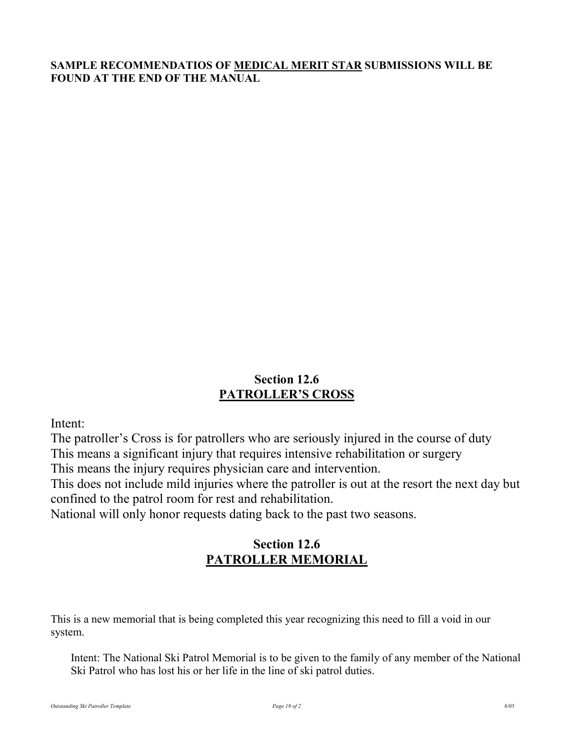**SAMPLE RECOMMENDATIOS OF <u>MEDICAL MERIT STAR</u> SUBMISSIONS WILL BE FOUND AT THE END OF THE MANUAL**

## Section 12.6
## <u>PATROLLER'S CROSS</u>

Intent:

The patroller's Cross is for patrollers who are seriously injured in the course of duty
This means a significant injury that requires intensive rehabilitation or surgery
This means the injury requires physician care and intervention.
This does not include mild injuries where the patroller is out at the resort the next day but confined to the patrol room for rest and rehabilitation.
National will only honor requests dating back to the past two seasons.

## Section 12.6
## <u>PATROLLER MEMORIAL</u>

This is a new memorial that is being completed this year recognizing this need to fill a void in our system.

Intent: The National Ski Patrol Memorial is to be given to the family of any member of the National Ski Patrol who has lost his or her life in the line of ski patrol duties.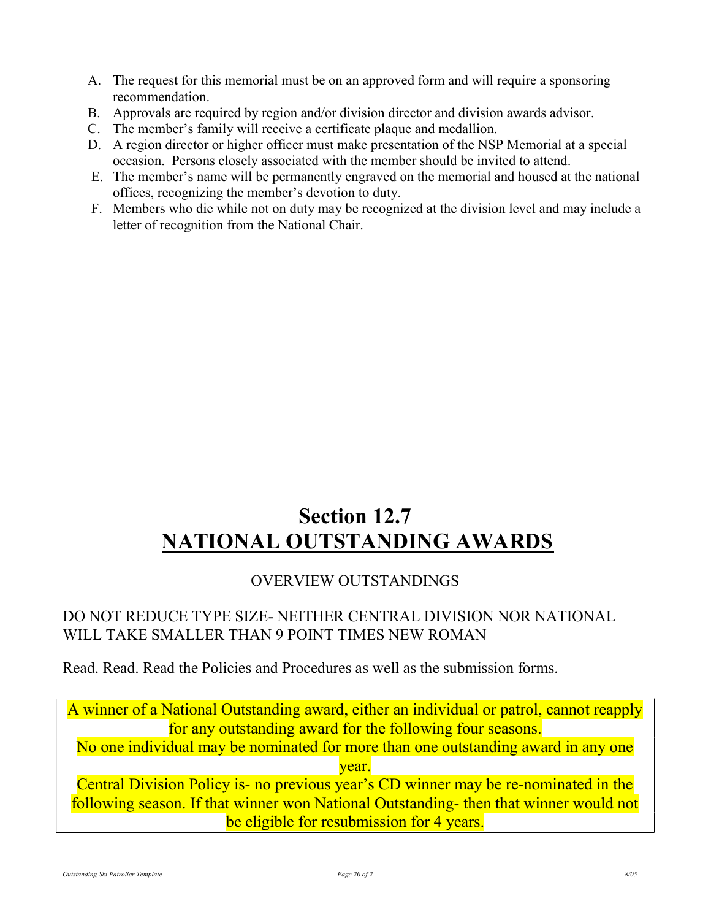A. The request for this memorial must be on an approved form and will require a sponsoring recommendation.
B. Approvals are required by region and/or division director and division awards advisor.
C. The member's family will receive a certificate plaque and medallion.
D. A region director or higher officer must make presentation of the NSP Memorial at a special occasion. Persons closely associated with the member should be invited to attend.
E. The member's name will be permanently engraved on the memorial and housed at the national offices, recognizing the member's devotion to duty.
F. Members who die while not on duty may be recognized at the division level and may include a letter of recognition from the National Chair.

# Section 12.7
# NATIONAL OUTSTANDING AWARDS

OVERVIEW OUTSTANDINGS

DO NOT REDUCE TYPE SIZE- NEITHER CENTRAL DIVISION NOR NATIONAL WILL TAKE SMALLER THAN 9 POINT TIMES NEW ROMAN

Read. Read. Read the Policies and Procedures as well as the submission forms.

A winner of a National Outstanding award, either an individual or patrol, cannot reapply for any outstanding award for the following four seasons.
No one individual may be nominated for more than one outstanding award in any one year.
Central Division Policy is- no previous year's CD winner may be re-nominated in the following season. If that winner won National Outstanding- then that winner would not be eligible for resubmission for 4 years.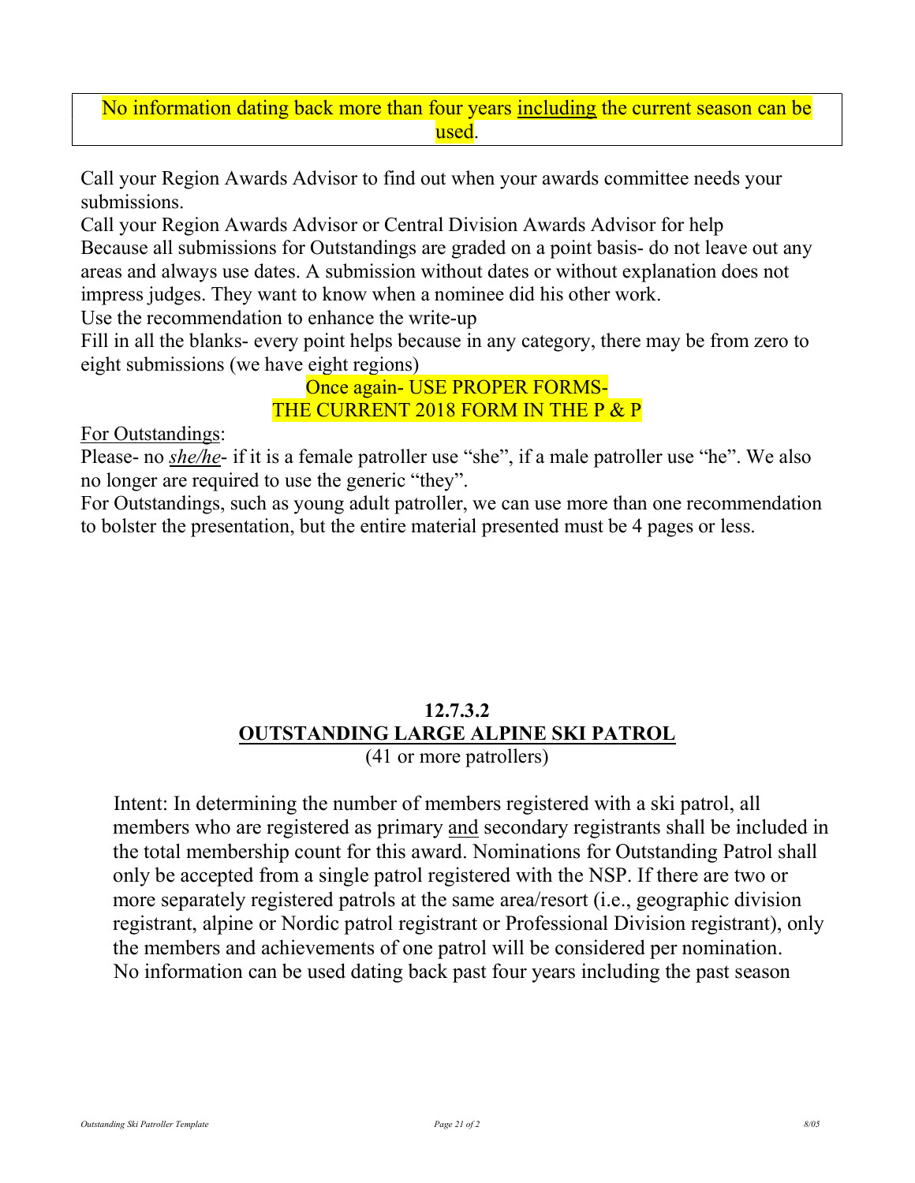No information dating back more than four years <u>including</u> the current season can be used.

Call your Region Awards Advisor to find out when your awards committee needs your submissions.
Call your Region Awards Advisor or Central Division Awards Advisor for help
Because all submissions for Outstandings are graded on a point basis- do not leave out any areas and always use dates. A submission without dates or without explanation does not impress judges. They want to know when a nominee did his other work.
Use the recommendation to enhance the write-up
Fill in all the blanks- every point helps because in any category, there may be from zero to eight submissions (we have eight regions)

Once again- USE PROPER FORMS-
THE CURRENT 2018 FORM IN THE P & P

<u>For Outstandings</u>:
Please- no <u>*she/he*</u>- if it is a female patroller use "she", if a male patroller use "he". We also no longer are required to use the generic "they".
For Outstandings, such as young adult patroller, we can use more than one recommendation to bolster the presentation, but the entire material presented must be 4 pages or less.

## 12.7.3.2
## <u>OUTSTANDING LARGE ALPINE SKI PATROL</u>

(41 or more patrollers)

Intent: In determining the number of members registered with a ski patrol, all members who are registered as primary <u>and</u> secondary registrants shall be included in the total membership count for this award. Nominations for Outstanding Patrol shall only be accepted from a single patrol registered with the NSP. If there are two or more separately registered patrols at the same area/resort (i.e., geographic division registrant, alpine or Nordic patrol registrant or Professional Division registrant), only the members and achievements of one patrol will be considered per nomination. No information can be used dating back past four years including the past season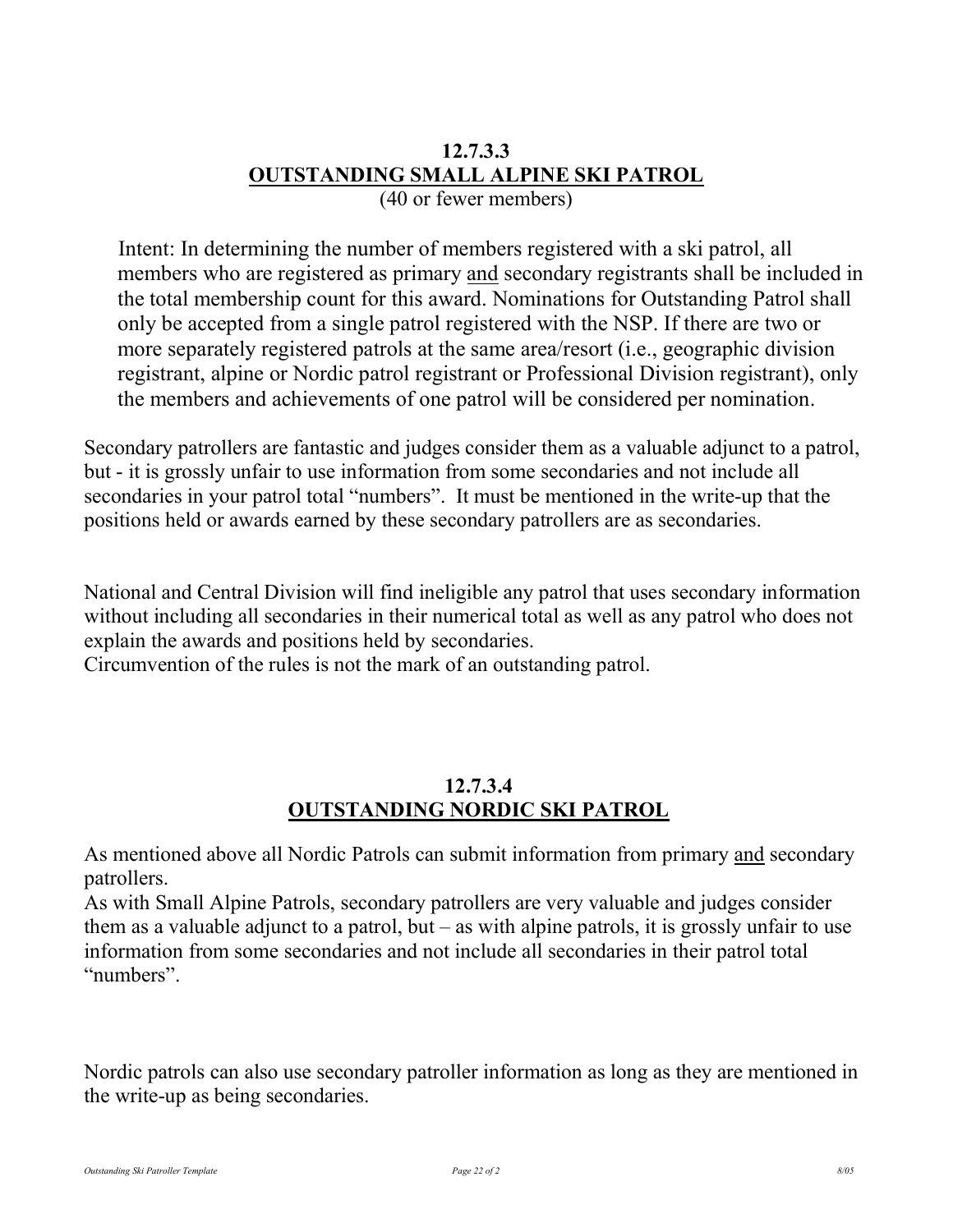## 12.7.3.3
## OUTSTANDING SMALL ALPINE SKI PATROL

(40 or fewer members)

> Intent: In determining the number of members registered with a ski patrol, all members who are registered as primary <u>and</u> secondary registrants shall be included in the total membership count for this award. Nominations for Outstanding Patrol shall only be accepted from a single patrol registered with the NSP. If there are two or more separately registered patrols at the same area/resort (i.e., geographic division registrant, alpine or Nordic patrol registrant or Professional Division registrant), only the members and achievements of one patrol will be considered per nomination.

Secondary patrollers are fantastic and judges consider them as a valuable adjunct to a patrol, but - it is grossly unfair to use information from some secondaries and not include all secondaries in your patrol total "numbers". It must be mentioned in the write-up that the positions held or awards earned by these secondary patrollers are as secondaries.

National and Central Division will find ineligible any patrol that uses secondary information without including all secondaries in their numerical total as well as any patrol who does not explain the awards and positions held by secondaries.
Circumvention of the rules is not the mark of an outstanding patrol.

## 12.7.3.4
## OUTSTANDING NORDIC SKI PATROL

As mentioned above all Nordic Patrols can submit information from primary <u>and</u> secondary patrollers.
As with Small Alpine Patrols, secondary patrollers are very valuable and judges consider them as a valuable adjunct to a patrol, but – as with alpine patrols, it is grossly unfair to use information from some secondaries and not include all secondaries in their patrol total "numbers".

Nordic patrols can also use secondary patroller information as long as they are mentioned in the write-up as being secondaries.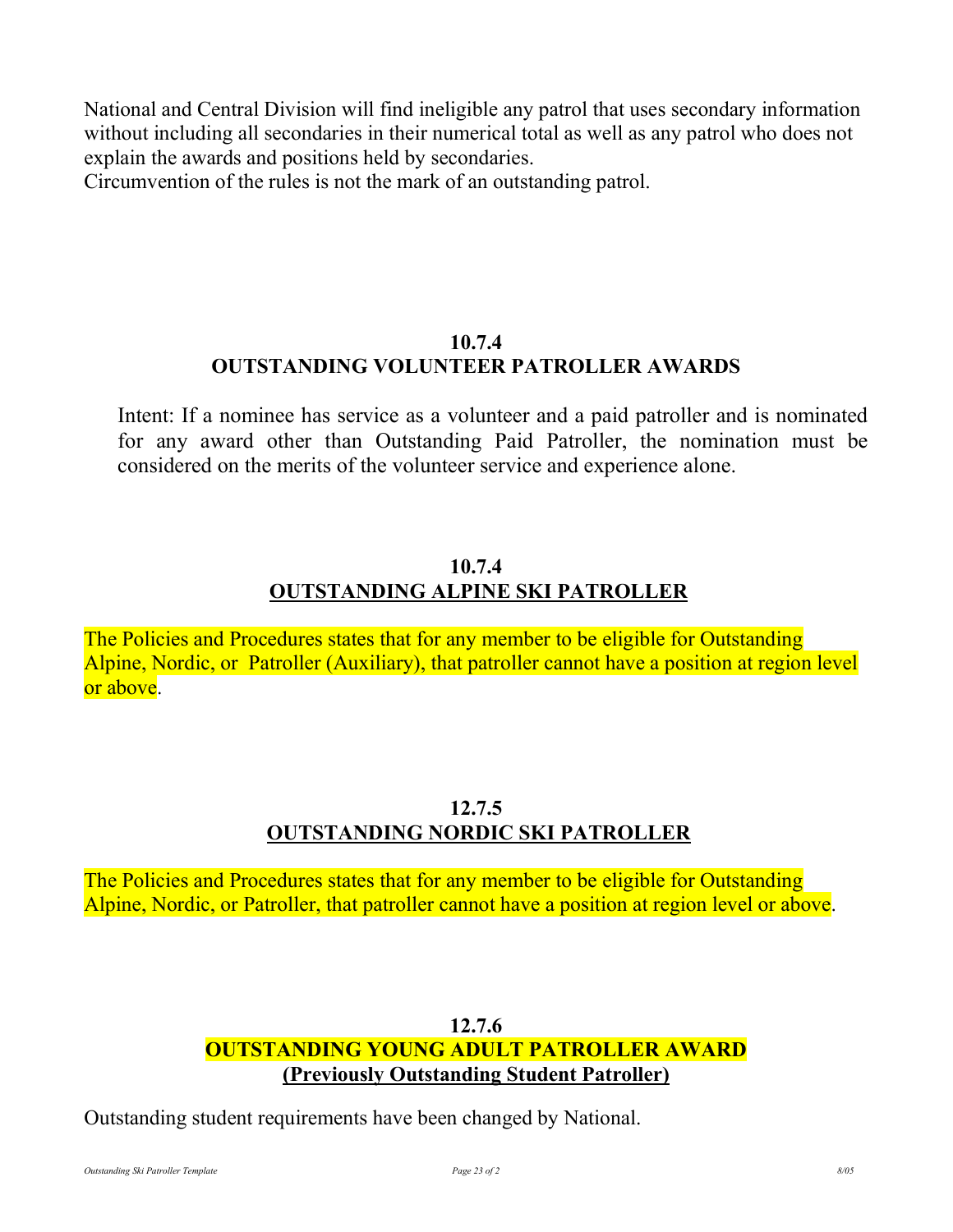National and Central Division will find ineligible any patrol that uses secondary information without including all secondaries in their numerical total as well as any patrol who does not explain the awards and positions held by secondaries.
Circumvention of the rules is not the mark of an outstanding patrol.

## 10.7.4
## OUTSTANDING VOLUNTEER PATROLLER AWARDS

Intent: If a nominee has service as a volunteer and a paid patroller and is nominated for any award other than Outstanding Paid Patroller, the nomination must be considered on the merits of the volunteer service and experience alone.

## 10.7.4
## OUTSTANDING ALPINE SKI PATROLLER

The Policies and Procedures states that for any member to be eligible for Outstanding Alpine, Nordic, or  Patroller (Auxiliary), that patroller cannot have a position at region level or above.

## 12.7.5
## OUTSTANDING NORDIC SKI PATROLLER

The Policies and Procedures states that for any member to be eligible for Outstanding Alpine, Nordic, or Patroller, that patroller cannot have a position at region level or above.

## 12.7.6
## OUTSTANDING YOUNG ADULT PATROLLER AWARD
## (Previously Outstanding Student Patroller)

Outstanding student requirements have been changed by National.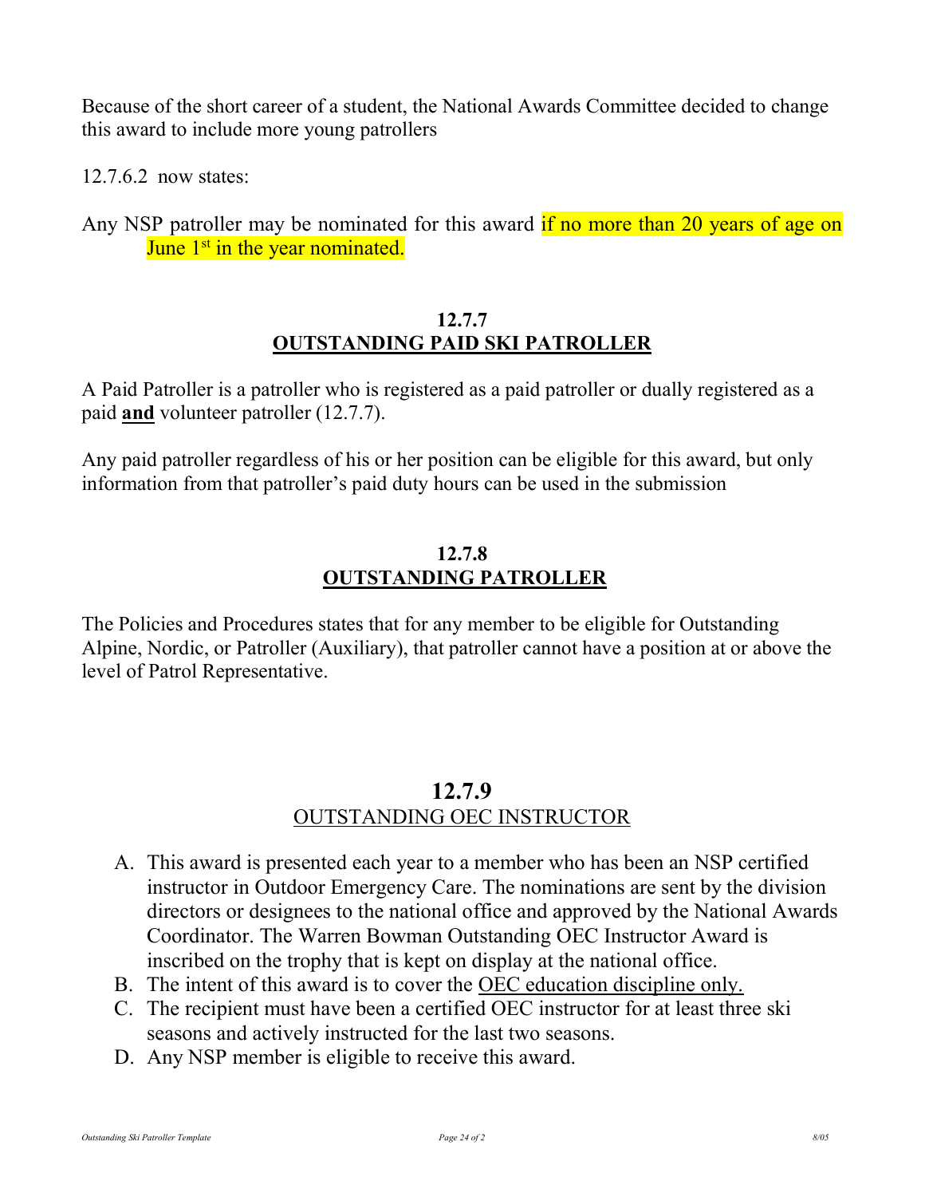Because of the short career of a student, the National Awards Committee decided to change this award to include more young patrollers

12.7.6.2 now states:

Any NSP patroller may be nominated for this award if no more than 20 years of age on June 1st in the year nominated.

## 12.7.7
## OUTSTANDING PAID SKI PATROLLER

A Paid Patroller is a patroller who is registered as a paid patroller or dually registered as a paid **and** volunteer patroller (12.7.7).

Any paid patroller regardless of his or her position can be eligible for this award, but only information from that patroller's paid duty hours can be used in the submission

## 12.7.8
## OUTSTANDING PATROLLER

The Policies and Procedures states that for any member to be eligible for Outstanding Alpine, Nordic, or Patroller (Auxiliary), that patroller cannot have a position at or above the level of Patrol Representative.

## 12.7.9
## OUTSTANDING OEC INSTRUCTOR

A. This award is presented each year to a member who has been an NSP certified instructor in Outdoor Emergency Care. The nominations are sent by the division directors or designees to the national office and approved by the National Awards Coordinator. The Warren Bowman Outstanding OEC Instructor Award is inscribed on the trophy that is kept on display at the national office.
B. The intent of this award is to cover the OEC education discipline only.
C. The recipient must have been a certified OEC instructor for at least three ski seasons and actively instructed for the last two seasons.
D. Any NSP member is eligible to receive this award.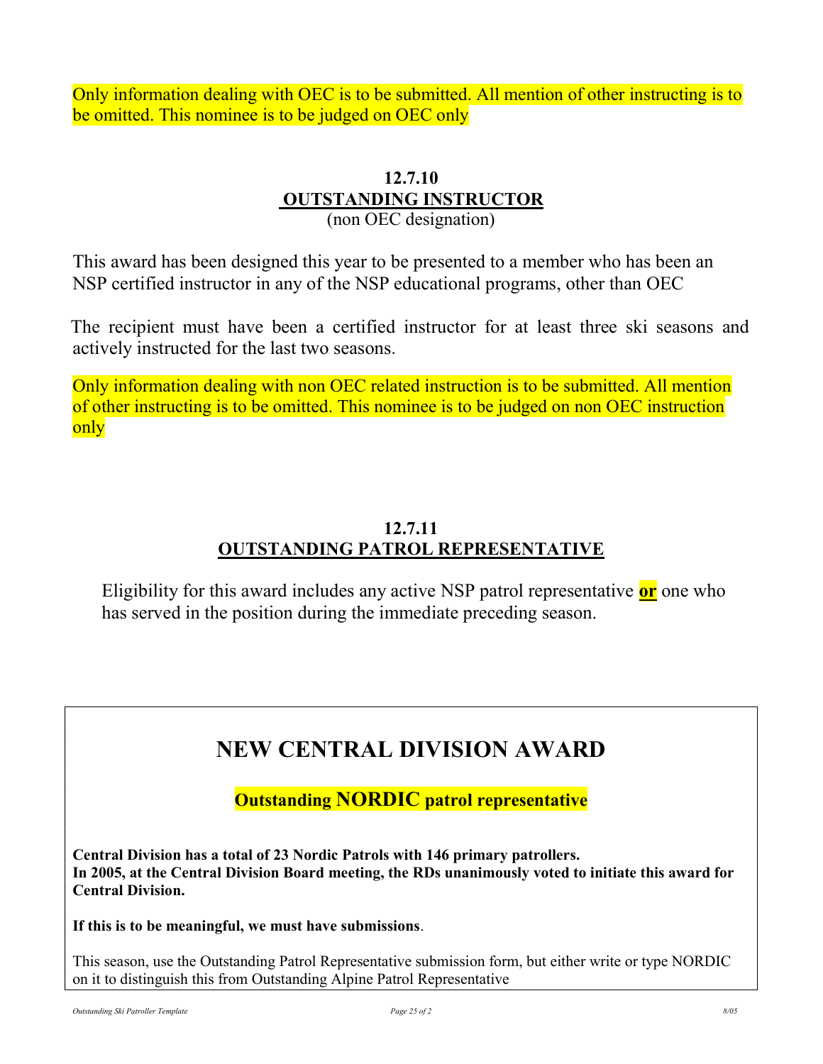Only information dealing with OEC is to be submitted. All mention of other instructing is to be omitted. This nominee is to be judged on OEC only

## 12.7.10
## OUTSTANDING INSTRUCTOR
(non OEC designation)

This award has been designed this year to be presented to a member who has been an NSP certified instructor in any of the NSP educational programs, other than OEC

The recipient must have been a certified instructor for at least three ski seasons and actively instructed for the last two seasons.

Only information dealing with non OEC related instruction is to be submitted. All mention of other instructing is to be omitted. This nominee is to be judged on non OEC instruction only

## 12.7.11
## OUTSTANDING PATROL REPRESENTATIVE

Eligibility for this award includes any active NSP patrol representative **or** one who has served in the position during the immediate preceding season.

# NEW CENTRAL DIVISION AWARD

**Outstanding NORDIC patrol representative**

**Central Division has a total of 23 Nordic Patrols with 146 primary patrollers.**
**In 2005, at the Central Division Board meeting, the RDs unanimously voted to initiate this award for Central Division.**

**If this is to be meaningful, we must have submissions**.

This season, use the Outstanding Patrol Representative submission form, but either write or type NORDIC on it to distinguish this from Outstanding Alpine Patrol Representative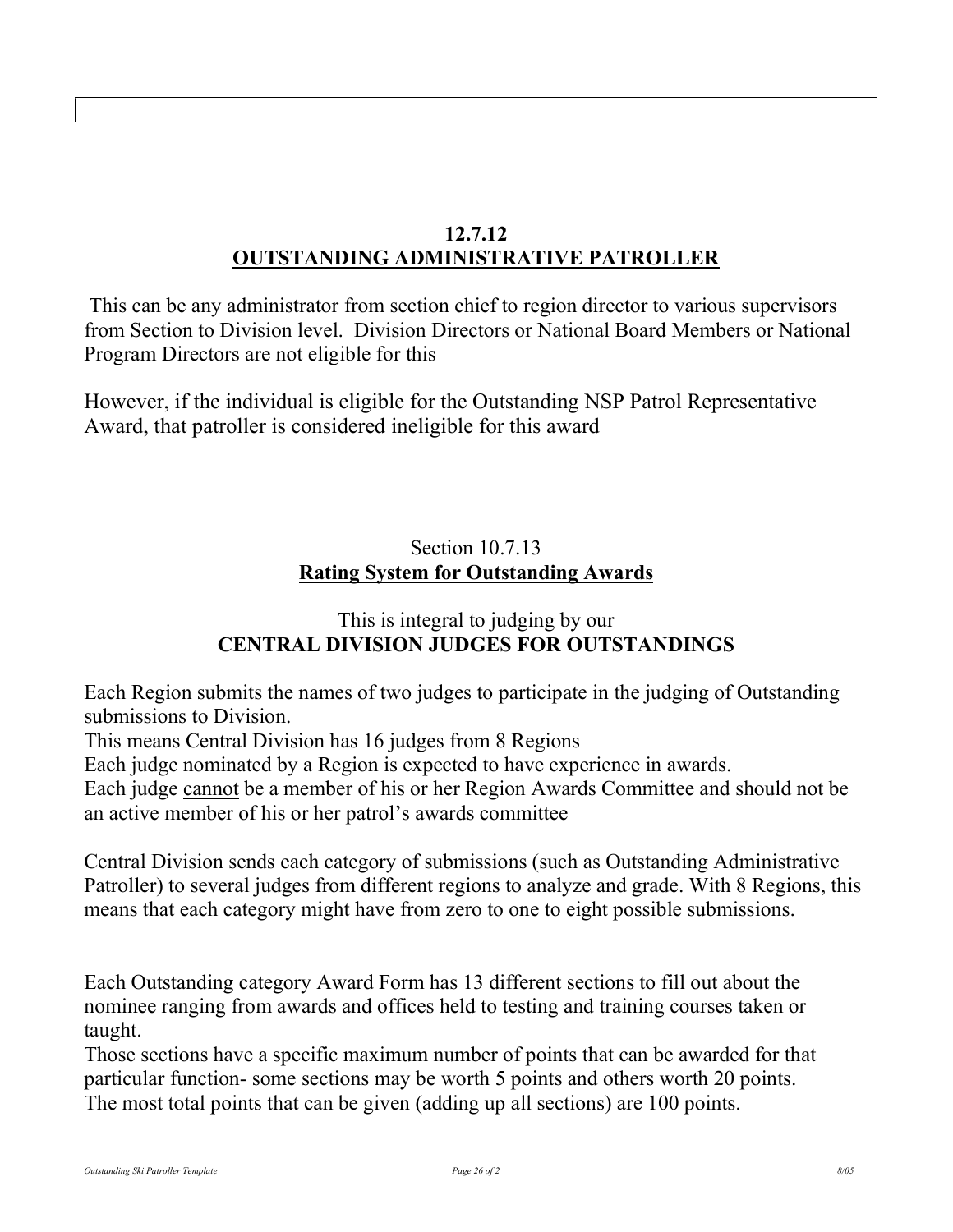## 12.7.12
## OUTSTANDING ADMINISTRATIVE PATROLLER

This can be any administrator from section chief to region director to various supervisors from Section to Division level. Division Directors or National Board Members or National Program Directors are not eligible for this

However, if the individual is eligible for the Outstanding NSP Patrol Representative Award, that patroller is considered ineligible for this award

## Section 10.7.13
## Rating System for Outstanding Awards

This is integral to judging by our
**CENTRAL DIVISION JUDGES FOR OUTSTANDINGS**

Each Region submits the names of two judges to participate in the judging of Outstanding submissions to Division.
This means Central Division has 16 judges from 8 Regions
Each judge nominated by a Region is expected to have experience in awards.
Each judge cannot be a member of his or her Region Awards Committee and should not be an active member of his or her patrol's awards committee

Central Division sends each category of submissions (such as Outstanding Administrative Patroller) to several judges from different regions to analyze and grade. With 8 Regions, this means that each category might have from zero to one to eight possible submissions.

Each Outstanding category Award Form has 13 different sections to fill out about the nominee ranging from awards and offices held to testing and training courses taken or taught.
Those sections have a specific maximum number of points that can be awarded for that particular function- some sections may be worth 5 points and others worth 20 points.
The most total points that can be given (adding up all sections) are 100 points.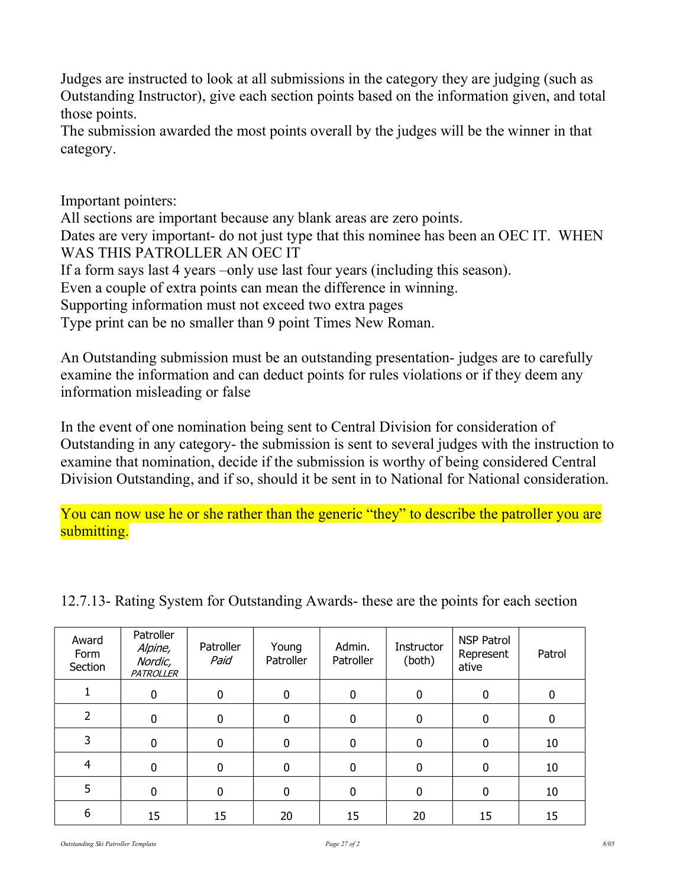Judges are instructed to look at all submissions in the category they are judging (such as Outstanding Instructor), give each section points based on the information given, and total those points.
The submission awarded the most points overall by the judges will be the winner in that category.

Important pointers:
All sections are important because any blank areas are zero points.
Dates are very important- do not just type that this nominee has been an OEC IT. WHEN WAS THIS PATROLLER AN OEC IT
If a form says last 4 years –only use last four years (including this season).
Even a couple of extra points can mean the difference in winning.
Supporting information must not exceed two extra pages
Type print can be no smaller than 9 point Times New Roman.

An Outstanding submission must be an outstanding presentation- judges are to carefully examine the information and can deduct points for rules violations or if they deem any information misleading or false

In the event of one nomination being sent to Central Division for consideration of Outstanding in any category- the submission is sent to several judges with the instruction to examine that nomination, decide if the submission is worthy of being considered Central Division Outstanding, and if so, should it be sent in to National for National consideration.

You can now use he or she rather than the generic "they" to describe the patroller you are submitting.

12.7.13- Rating System for Outstanding Awards- these are the points for each section

| Award Form Section | Patroller *Alpine, Nordic,* *PATROLLER* | Patroller *Paid* | Young Patroller | Admin. Patroller | Instructor (both) | NSP Patrol Representative | Patrol |
|---|---|---|---|---|---|---|---|
| 1 | 0 | 0 | 0 | 0 | 0 | 0 | 0 |
| 2 | 0 | 0 | 0 | 0 | 0 | 0 | 0 |
| 3 | 0 | 0 | 0 | 0 | 0 | 0 | 10 |
| 4 | 0 | 0 | 0 | 0 | 0 | 0 | 10 |
| 5 | 0 | 0 | 0 | 0 | 0 | 0 | 10 |
| 6 | 15 | 15 | 20 | 15 | 20 | 15 | 15 |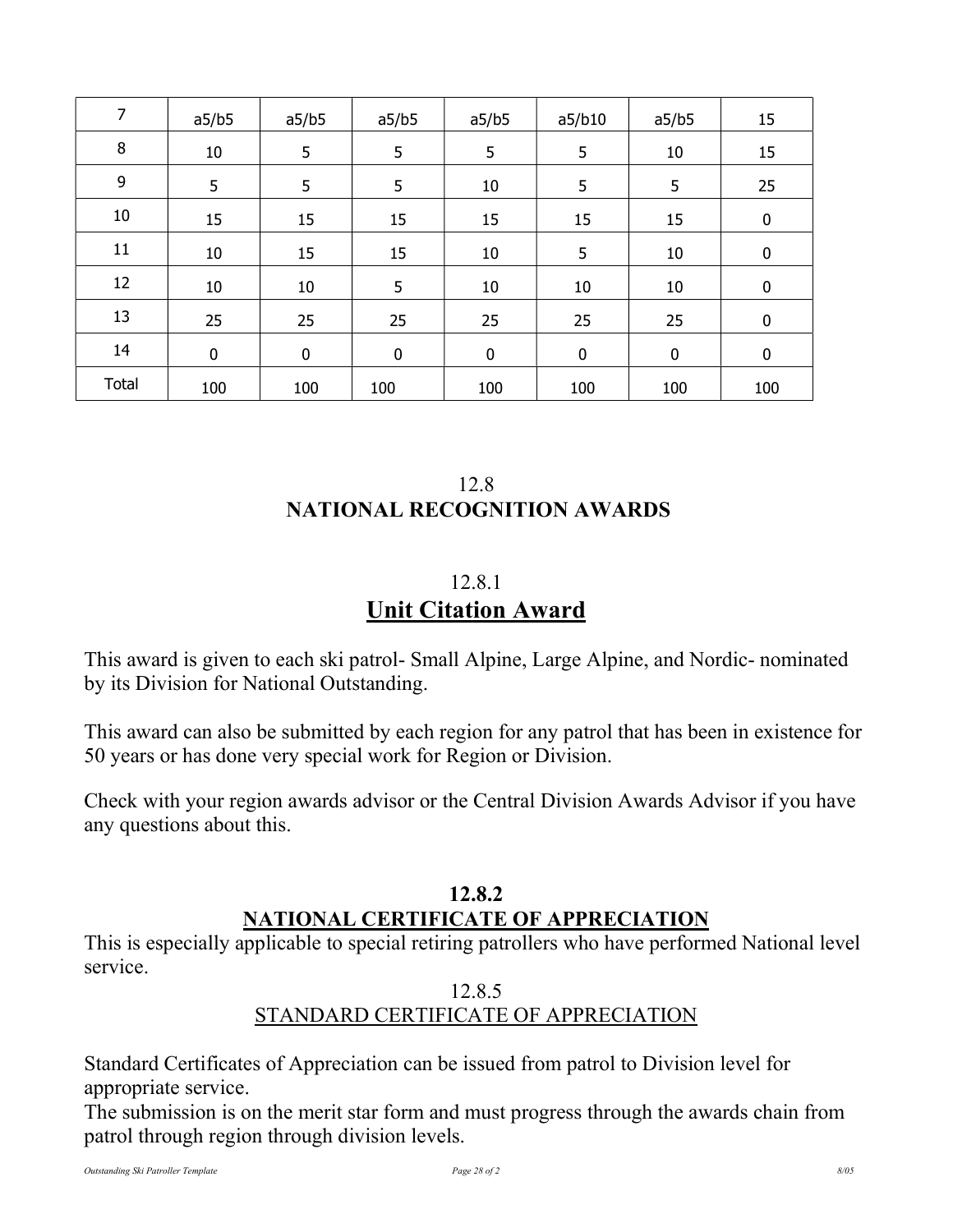| 7 | a5/b5 | a5/b5 | a5/b5 | a5/b5 | a5/b10 | a5/b5 | 15 |
|---|---|---|---|---|---|---|---|
| 8 | 10 | 5 | 5 | 5 | 5 | 10 | 15 |
| 9 | 5 | 5 | 5 | 10 | 5 | 5 | 25 |
| 10 | 15 | 15 | 15 | 15 | 15 | 15 | 0 |
| 11 | 10 | 15 | 15 | 10 | 5 | 10 | 0 |
| 12 | 10 | 10 | 5 | 10 | 10 | 10 | 0 |
| 13 | 25 | 25 | 25 | 25 | 25 | 25 | 0 |
| 14 | 0 | 0 | 0 | 0 | 0 | 0 | 0 |
| Total | 100 | 100 | 100 | 100 | 100 | 100 | 100 |

## 12.8
## NATIONAL RECOGNITION AWARDS

### 12.8.1
### Unit Citation Award

This award is given to each ski patrol- Small Alpine, Large Alpine, and Nordic- nominated by its Division for National Outstanding.

This award can also be submitted by each region for any patrol that has been in existence for 50 years or has done very special work for Region or Division.

Check with your region awards advisor or the Central Division Awards Advisor if you have any questions about this.

### 12.8.2
### NATIONAL CERTIFICATE OF APPRECIATION

This is especially applicable to special retiring patrollers who have performed National level service.

### 12.8.5
### STANDARD CERTIFICATE OF APPRECIATION

Standard Certificates of Appreciation can be issued from patrol to Division level for appropriate service.
The submission is on the merit star form and must progress through the awards chain from patrol through region through division levels.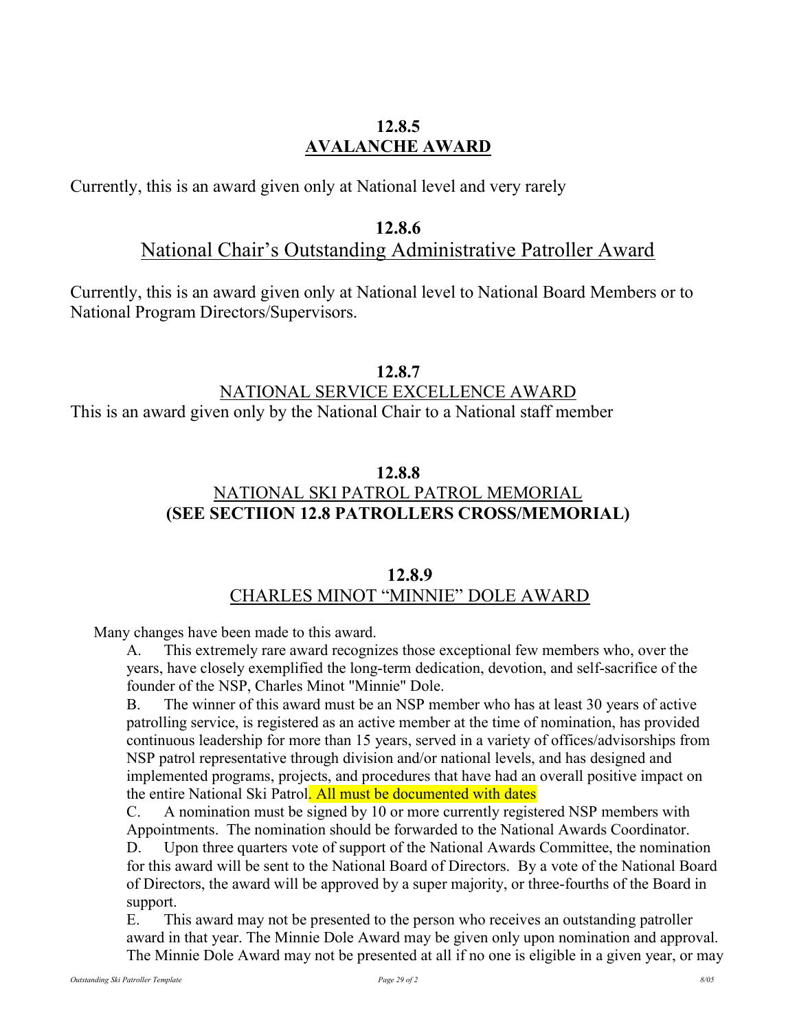## 12.8.5
## AVALANCHE AWARD

Currently, this is an award given only at National level and very rarely

## 12.8.6
## National Chair's Outstanding Administrative Patroller Award

Currently, this is an award given only at National level to National Board Members or to National Program Directors/Supervisors.

## 12.8.7
## NATIONAL SERVICE EXCELLENCE AWARD

This is an award given only by the National Chair to a National staff member

## 12.8.8
## NATIONAL SKI PATROL PATROL MEMORIAL
**(SEE SECTIION 12.8 PATROLLERS CROSS/MEMORIAL)**

## 12.8.9
## CHARLES MINOT "MINNIE" DOLE AWARD

Many changes have been made to this award.

A. This extremely rare award recognizes those exceptional few members who, over the years, have closely exemplified the long-term dedication, devotion, and self-sacrifice of the founder of the NSP, Charles Minot "Minnie" Dole.

B. The winner of this award must be an NSP member who has at least 30 years of active patrolling service, is registered as an active member at the time of nomination, has provided continuous leadership for more than 15 years, served in a variety of offices/advisorships from NSP patrol representative through division and/or national levels, and has designed and implemented programs, projects, and procedures that have had an overall positive impact on the entire National Ski Patrol. All must be documented with dates

C. A nomination must be signed by 10 or more currently registered NSP members with Appointments. The nomination should be forwarded to the National Awards Coordinator.

D. Upon three quarters vote of support of the National Awards Committee, the nomination for this award will be sent to the National Board of Directors. By a vote of the National Board of Directors, the award will be approved by a super majority, or three-fourths of the Board in support.

E. This award may not be presented to the person who receives an outstanding patroller award in that year. The Minnie Dole Award may be given only upon nomination and approval. The Minnie Dole Award may not be presented at all if no one is eligible in a given year, or may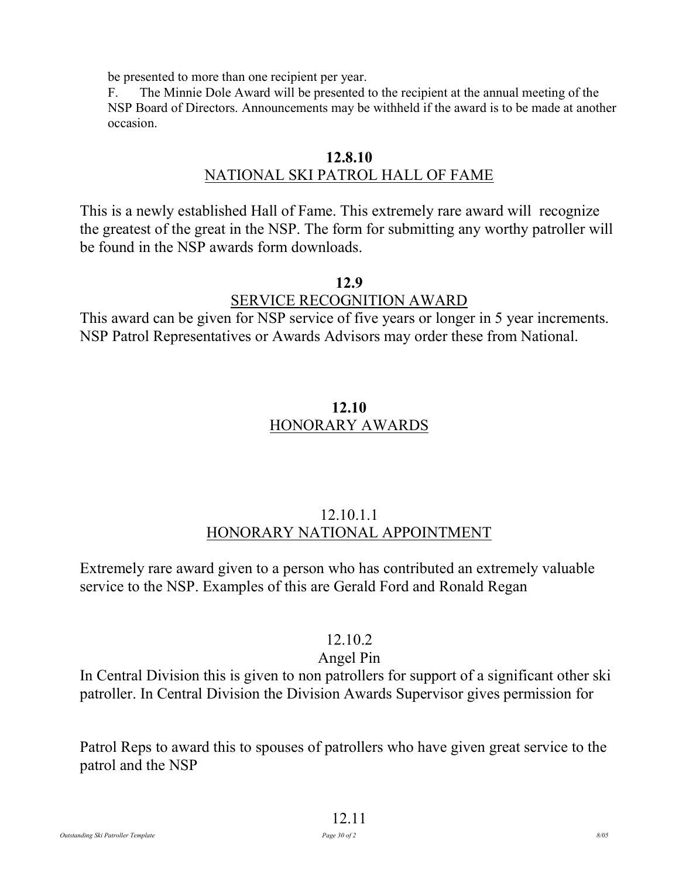be presented to more than one recipient per year.

F. The Minnie Dole Award will be presented to the recipient at the annual meeting of the NSP Board of Directors. Announcements may be withheld if the award is to be made at another occasion.

## 12.8.10
## NATIONAL SKI PATROL HALL OF FAME

This is a newly established Hall of Fame. This extremely rare award will recognize the greatest of the great in the NSP. The form for submitting any worthy patroller will be found in the NSP awards form downloads.

## 12.9
## SERVICE RECOGNITION AWARD

This award can be given for NSP service of five years or longer in 5 year increments. NSP Patrol Representatives or Awards Advisors may order these from National.

## 12.10
## HONORARY AWARDS

### 12.10.1.1
### HONORARY NATIONAL APPOINTMENT

Extremely rare award given to a person who has contributed an extremely valuable service to the NSP. Examples of this are Gerald Ford and Ronald Regan

### 12.10.2
### Angel Pin

In Central Division this is given to non patrollers for support of a significant other ski patroller. In Central Division the Division Awards Supervisor gives permission for

Patrol Reps to award this to spouses of patrollers who have given great service to the patrol and the NSP

### 12.11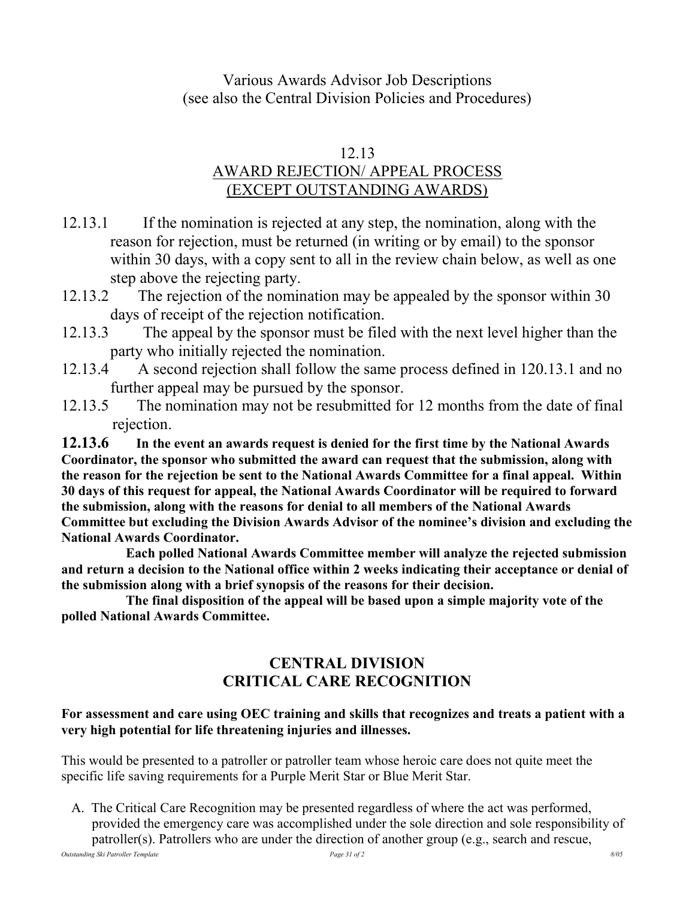Various Awards Advisor Job Descriptions
(see also the Central Division Policies and Procedures)

## 12.13
## AWARD REJECTION/ APPEAL PROCESS (EXCEPT OUTSTANDING AWARDS)

12.13.1 If the nomination is rejected at any step, the nomination, along with the reason for rejection, must be returned (in writing or by email) to the sponsor within 30 days, with a copy sent to all in the review chain below, as well as one step above the rejecting party.

12.13.2 The rejection of the nomination may be appealed by the sponsor within 30 days of receipt of the rejection notification.

12.13.3 The appeal by the sponsor must be filed with the next level higher than the party who initially rejected the nomination.

12.13.4 A second rejection shall follow the same process defined in 120.13.1 and no further appeal may be pursued by the sponsor.

12.13.5 The nomination may not be resubmitted for 12 months from the date of final rejection.

**12.13.6 In the event an awards request is denied for the first time by the National Awards Coordinator, the sponsor who submitted the award can request that the submission, along with the reason for the rejection be sent to the National Awards Committee for a final appeal. Within 30 days of this request for appeal, the National Awards Coordinator will be required to forward the submission, along with the reasons for denial to all members of the National Awards Committee but excluding the Division Awards Advisor of the nominee's division and excluding the National Awards Coordinator.**

**Each polled National Awards Committee member will analyze the rejected submission and return a decision to the National office within 2 weeks indicating their acceptance or denial of the submission along with a brief synopsis of the reasons for their decision.**

**The final disposition of the appeal will be based upon a simple majority vote of the polled National Awards Committee.**

## CENTRAL DIVISION
## CRITICAL CARE RECOGNITION

**For assessment and care using OEC training and skills that recognizes and treats a patient with a very high potential for life threatening injuries and illnesses.**

This would be presented to a patroller or patroller team whose heroic care does not quite meet the specific life saving requirements for a Purple Merit Star or Blue Merit Star.

A. The Critical Care Recognition may be presented regardless of where the act was performed, provided the emergency care was accomplished under the sole direction and sole responsibility of patroller(s). Patrollers who are under the direction of another group (e.g., search and rescue,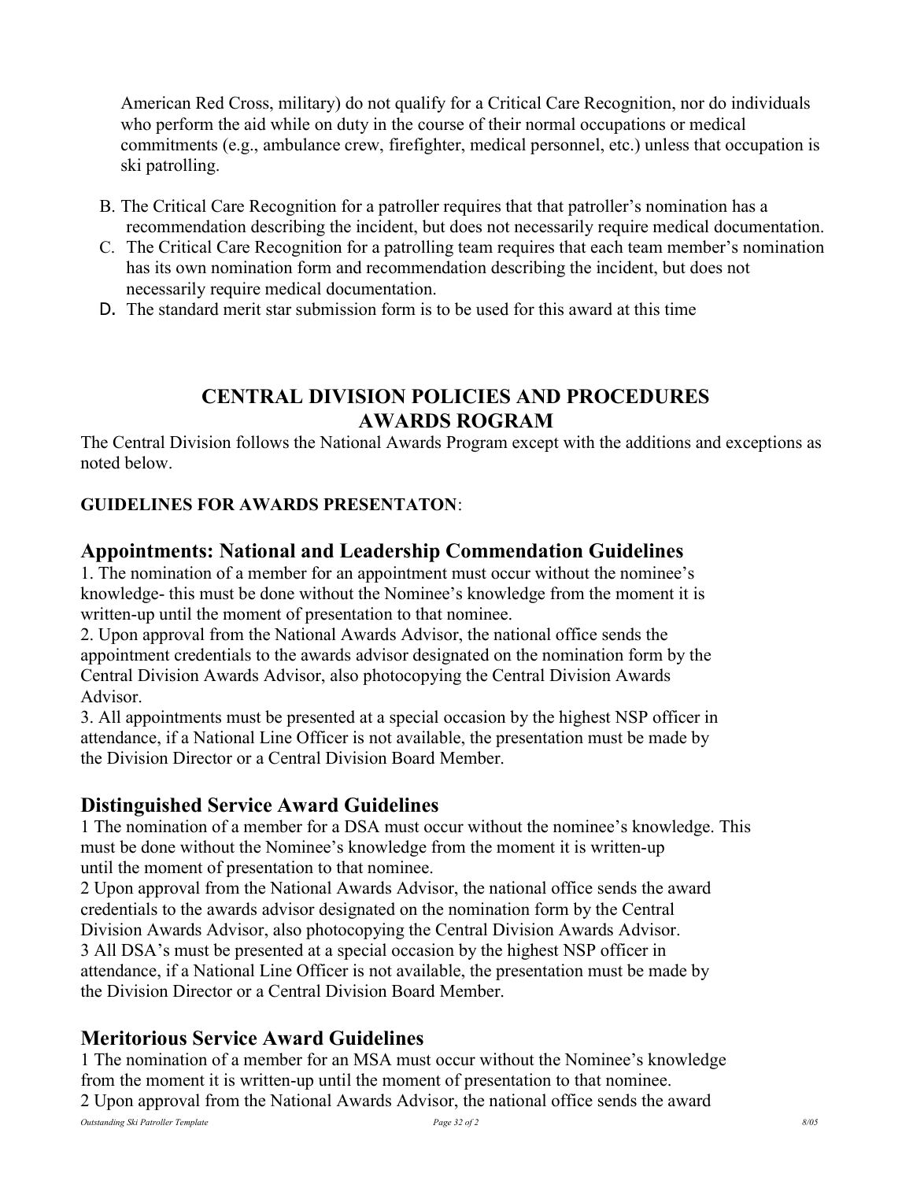American Red Cross, military) do not qualify for a Critical Care Recognition, nor do individuals who perform the aid while on duty in the course of their normal occupations or medical commitments (e.g., ambulance crew, firefighter, medical personnel, etc.) unless that occupation is ski patrolling.

B. The Critical Care Recognition for a patroller requires that that patroller's nomination has a recommendation describing the incident, but does not necessarily require medical documentation.
C. The Critical Care Recognition for a patrolling team requires that each team member's nomination has its own nomination form and recommendation describing the incident, but does not necessarily require medical documentation.
D. The standard merit star submission form is to be used for this award at this time

## CENTRAL DIVISION POLICIES AND PROCEDURES AWARDS ROGRAM

The Central Division follows the National Awards Program except with the additions and exceptions as noted below.

**GUIDELINES FOR AWARDS PRESENTATON**:

### Appointments: National and Leadership Commendation Guidelines

1. The nomination of a member for an appointment must occur without the nominee's knowledge- this must be done without the Nominee's knowledge from the moment it is written-up until the moment of presentation to that nominee.
2. Upon approval from the National Awards Advisor, the national office sends the appointment credentials to the awards advisor designated on the nomination form by the Central Division Awards Advisor, also photocopying the Central Division Awards Advisor.
3. All appointments must be presented at a special occasion by the highest NSP officer in attendance, if a National Line Officer is not available, the presentation must be made by the Division Director or a Central Division Board Member.

### Distinguished Service Award Guidelines

1 The nomination of a member for a DSA must occur without the nominee's knowledge. This must be done without the Nominee's knowledge from the moment it is written-up until the moment of presentation to that nominee.
2 Upon approval from the National Awards Advisor, the national office sends the award credentials to the awards advisor designated on the nomination form by the Central Division Awards Advisor, also photocopying the Central Division Awards Advisor.
3 All DSA's must be presented at a special occasion by the highest NSP officer in attendance, if a National Line Officer is not available, the presentation must be made by the Division Director or a Central Division Board Member.

### Meritorious Service Award Guidelines

1 The nomination of a member for an MSA must occur without the Nominee's knowledge from the moment it is written-up until the moment of presentation to that nominee.
2 Upon approval from the National Awards Advisor, the national office sends the award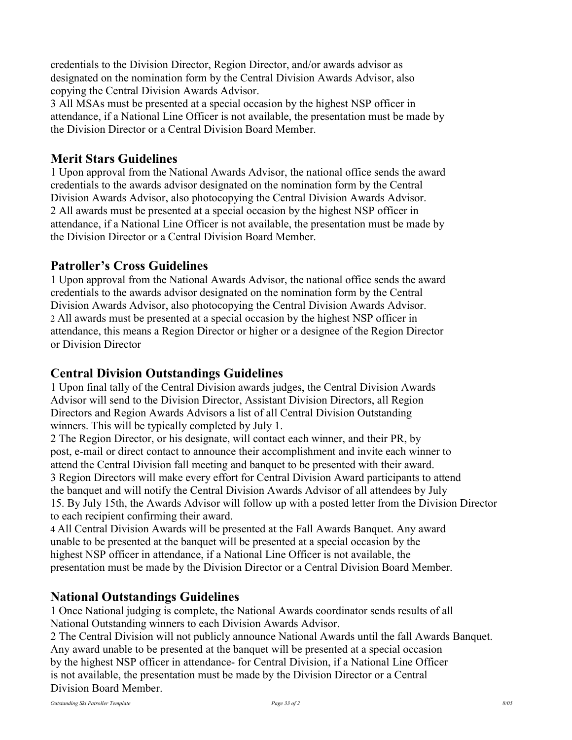credentials to the Division Director, Region Director, and/or awards advisor as designated on the nomination form by the Central Division Awards Advisor, also copying the Central Division Awards Advisor.

3 All MSAs must be presented at a special occasion by the highest NSP officer in attendance, if a National Line Officer is not available, the presentation must be made by the Division Director or a Central Division Board Member.

## Merit Stars Guidelines

1 Upon approval from the National Awards Advisor, the national office sends the award credentials to the awards advisor designated on the nomination form by the Central Division Awards Advisor, also photocopying the Central Division Awards Advisor.

2 All awards must be presented at a special occasion by the highest NSP officer in attendance, if a National Line Officer is not available, the presentation must be made by the Division Director or a Central Division Board Member.

## Patroller's Cross Guidelines

1 Upon approval from the National Awards Advisor, the national office sends the award credentials to the awards advisor designated on the nomination form by the Central Division Awards Advisor, also photocopying the Central Division Awards Advisor.

2 All awards must be presented at a special occasion by the highest NSP officer in attendance, this means a Region Director or higher or a designee of the Region Director or Division Director

## Central Division Outstandings Guidelines

1 Upon final tally of the Central Division awards judges, the Central Division Awards Advisor will send to the Division Director, Assistant Division Directors, all Region Directors and Region Awards Advisors a list of all Central Division Outstanding winners. This will be typically completed by July 1.

2 The Region Director, or his designate, will contact each winner, and their PR, by post, e-mail or direct contact to announce their accomplishment and invite each winner to attend the Central Division fall meeting and banquet to be presented with their award.

3 Region Directors will make every effort for Central Division Award participants to attend the banquet and will notify the Central Division Awards Advisor of all attendees by July 15. By July 15th, the Awards Advisor will follow up with a posted letter from the Division Director to each recipient confirming their award.

4 All Central Division Awards will be presented at the Fall Awards Banquet. Any award unable to be presented at the banquet will be presented at a special occasion by the highest NSP officer in attendance, if a National Line Officer is not available, the presentation must be made by the Division Director or a Central Division Board Member.

## National Outstandings Guidelines

1 Once National judging is complete, the National Awards coordinator sends results of all National Outstanding winners to each Division Awards Advisor.

2 The Central Division will not publicly announce National Awards until the fall Awards Banquet. Any award unable to be presented at the banquet will be presented at a special occasion by the highest NSP officer in attendance- for Central Division, if a National Line Officer is not available, the presentation must be made by the Division Director or a Central Division Board Member.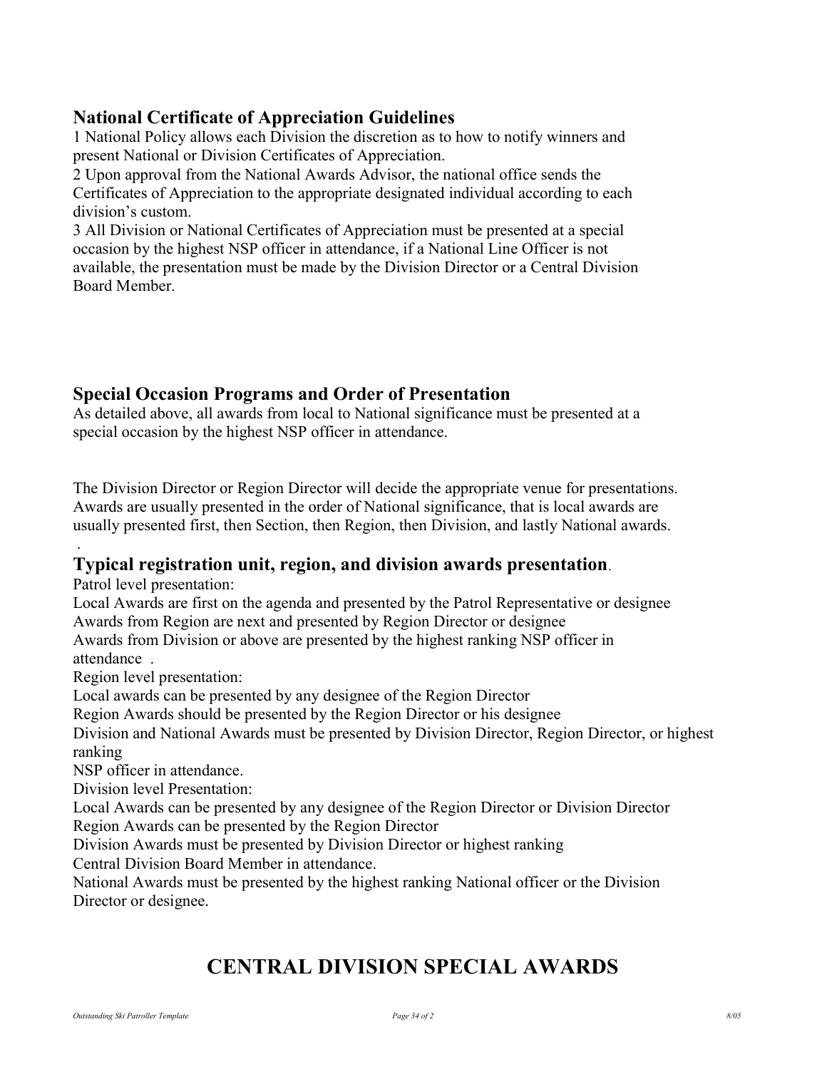## National Certificate of Appreciation Guidelines

1 National Policy allows each Division the discretion as to how to notify winners and present National or Division Certificates of Appreciation.
2 Upon approval from the National Awards Advisor, the national office sends the Certificates of Appreciation to the appropriate designated individual according to each division's custom.
3 All Division or National Certificates of Appreciation must be presented at a special occasion by the highest NSP officer in attendance, if a National Line Officer is not available, the presentation must be made by the Division Director or a Central Division Board Member.

## Special Occasion Programs and Order of Presentation

As detailed above, all awards from local to National significance must be presented at a special occasion by the highest NSP officer in attendance.

The Division Director or Region Director will decide the appropriate venue for presentations. Awards are usually presented in the order of National significance, that is local awards are usually presented first, then Section, then Region, then Division, and lastly National awards.

## Typical registration unit, region, and division awards presentation.

Patrol level presentation:
Local Awards are first on the agenda and presented by the Patrol Representative or designee
Awards from Region are next and presented by Region Director or designee
Awards from Division or above are presented by the highest ranking NSP officer in attendance .
Region level presentation:
Local awards can be presented by any designee of the Region Director
Region Awards should be presented by the Region Director or his designee
Division and National Awards must be presented by Division Director, Region Director, or highest ranking
NSP officer in attendance.
Division level Presentation:
Local Awards can be presented by any designee of the Region Director or Division Director
Region Awards can be presented by the Region Director
Division Awards must be presented by Division Director or highest ranking
Central Division Board Member in attendance.
National Awards must be presented by the highest ranking National officer or the Division Director or designee.

# CENTRAL DIVISION SPECIAL AWARDS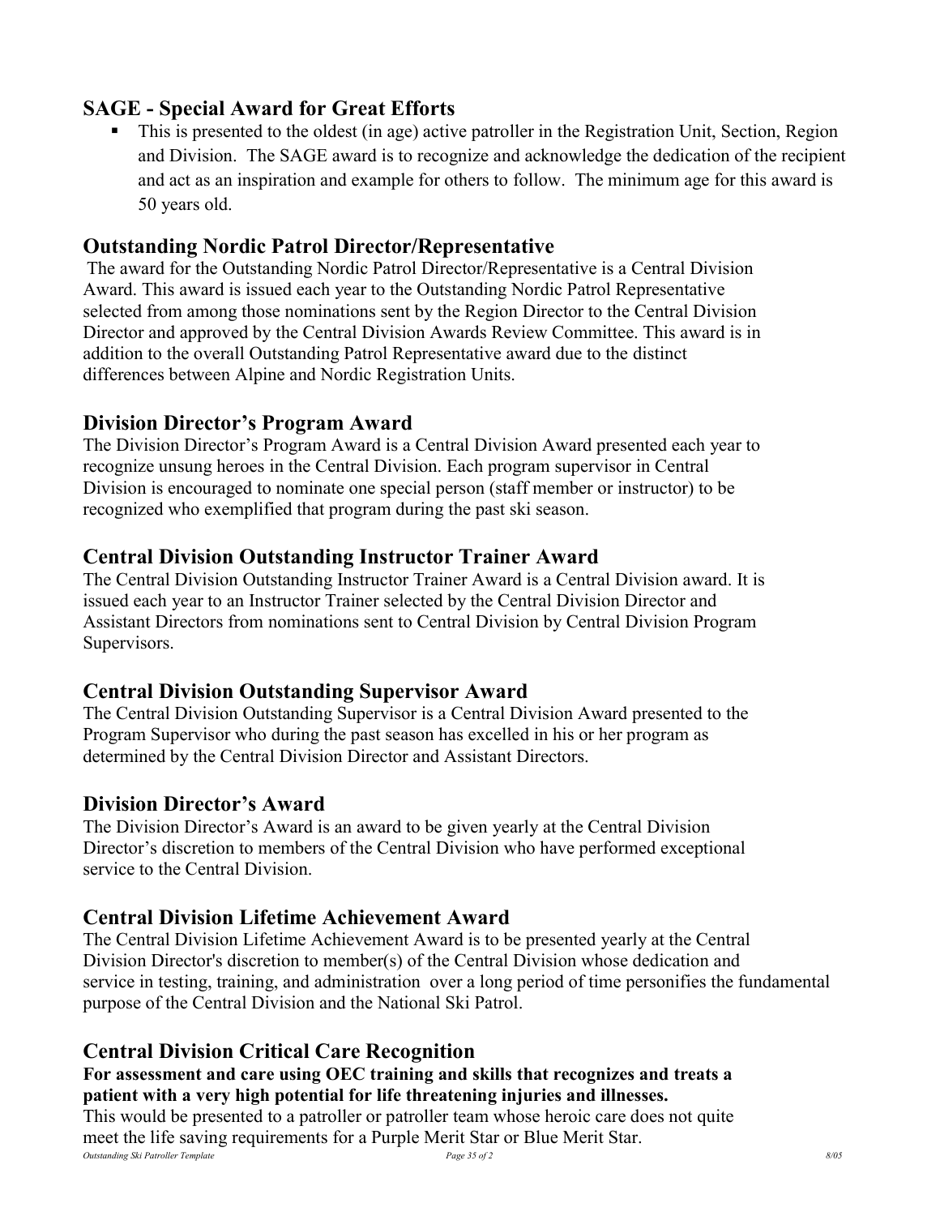## SAGE - Special Award for Great Efforts

- This is presented to the oldest (in age) active patroller in the Registration Unit, Section, Region and Division. The SAGE award is to recognize and acknowledge the dedication of the recipient and act as an inspiration and example for others to follow. The minimum age for this award is 50 years old.

## Outstanding Nordic Patrol Director/Representative

The award for the Outstanding Nordic Patrol Director/Representative is a Central Division Award. This award is issued each year to the Outstanding Nordic Patrol Representative selected from among those nominations sent by the Region Director to the Central Division Director and approved by the Central Division Awards Review Committee. This award is in addition to the overall Outstanding Patrol Representative award due to the distinct differences between Alpine and Nordic Registration Units.

## Division Director's Program Award

The Division Director's Program Award is a Central Division Award presented each year to recognize unsung heroes in the Central Division. Each program supervisor in Central Division is encouraged to nominate one special person (staff member or instructor) to be recognized who exemplified that program during the past ski season.

## Central Division Outstanding Instructor Trainer Award

The Central Division Outstanding Instructor Trainer Award is a Central Division award. It is issued each year to an Instructor Trainer selected by the Central Division Director and Assistant Directors from nominations sent to Central Division by Central Division Program Supervisors.

## Central Division Outstanding Supervisor Award

The Central Division Outstanding Supervisor is a Central Division Award presented to the Program Supervisor who during the past season has excelled in his or her program as determined by the Central Division Director and Assistant Directors.

## Division Director's Award

The Division Director's Award is an award to be given yearly at the Central Division Director's discretion to members of the Central Division who have performed exceptional service to the Central Division.

## Central Division Lifetime Achievement Award

The Central Division Lifetime Achievement Award is to be presented yearly at the Central Division Director's discretion to member(s) of the Central Division whose dedication and service in testing, training, and administration over a long period of time personifies the fundamental purpose of the Central Division and the National Ski Patrol.

## Central Division Critical Care Recognition

**For assessment and care using OEC training and skills that recognizes and treats a patient with a very high potential for life threatening injuries and illnesses.**

This would be presented to a patroller or patroller team whose heroic care does not quite meet the life saving requirements for a Purple Merit Star or Blue Merit Star.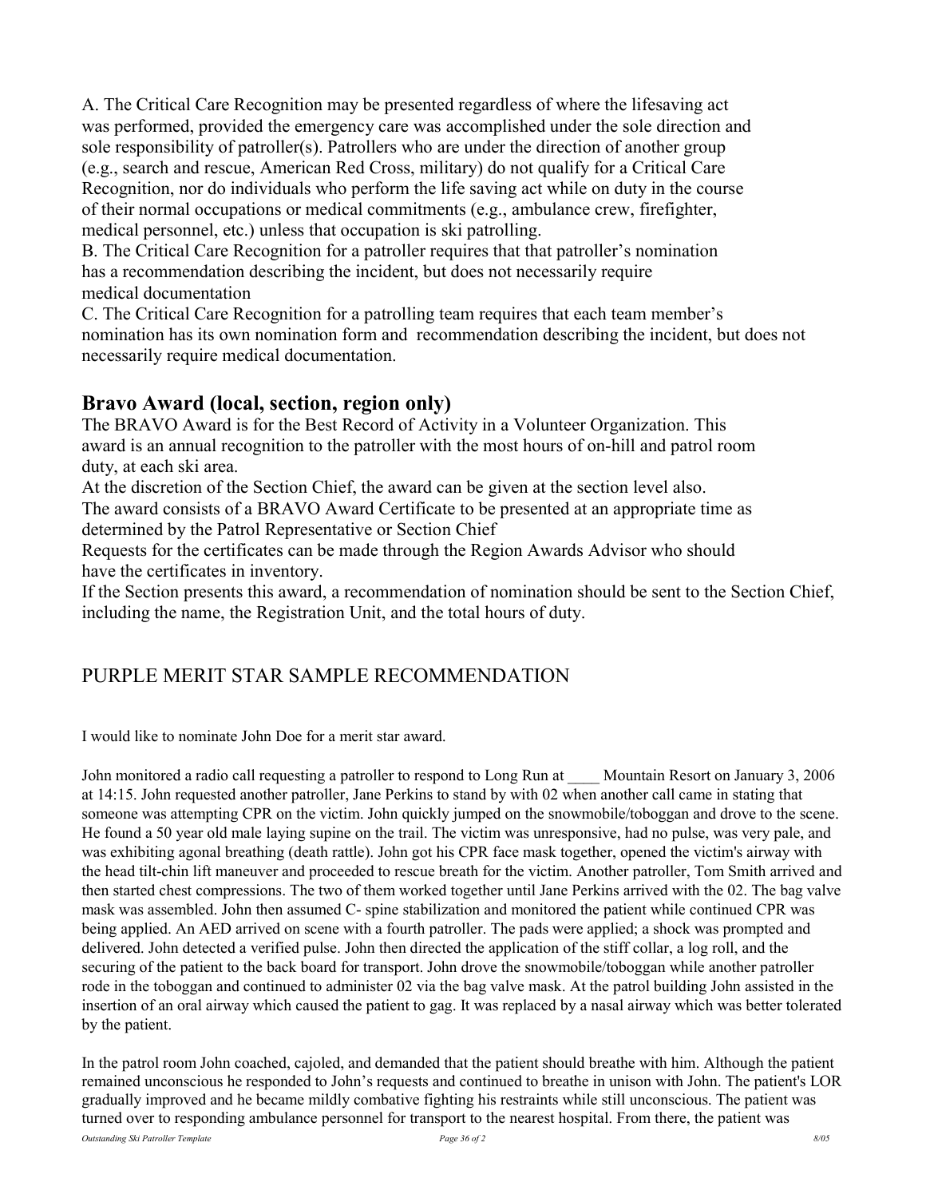A. The Critical Care Recognition may be presented regardless of where the lifesaving act was performed, provided the emergency care was accomplished under the sole direction and sole responsibility of patroller(s). Patrollers who are under the direction of another group (e.g., search and rescue, American Red Cross, military) do not qualify for a Critical Care Recognition, nor do individuals who perform the life saving act while on duty in the course of their normal occupations or medical commitments (e.g., ambulance crew, firefighter, medical personnel, etc.) unless that occupation is ski patrolling.
B. The Critical Care Recognition for a patroller requires that that patroller's nomination has a recommendation describing the incident, but does not necessarily require medical documentation
C. The Critical Care Recognition for a patrolling team requires that each team member's nomination has its own nomination form and recommendation describing the incident, but does not necessarily require medical documentation.

## Bravo Award (local, section, region only)

The BRAVO Award is for the Best Record of Activity in a Volunteer Organization. This award is an annual recognition to the patroller with the most hours of on-hill and patrol room duty, at each ski area.
At the discretion of the Section Chief, the award can be given at the section level also.
The award consists of a BRAVO Award Certificate to be presented at an appropriate time as determined by the Patrol Representative or Section Chief
Requests for the certificates can be made through the Region Awards Advisor who should have the certificates in inventory.
If the Section presents this award, a recommendation of nomination should be sent to the Section Chief, including the name, the Registration Unit, and the total hours of duty.

## PURPLE MERIT STAR SAMPLE RECOMMENDATION

I would like to nominate John Doe for a merit star award.

John monitored a radio call requesting a patroller to respond to Long Run at ____ Mountain Resort on January 3, 2006 at 14:15. John requested another patroller, Jane Perkins to stand by with 02 when another call came in stating that someone was attempting CPR on the victim. John quickly jumped on the snowmobile/toboggan and drove to the scene. He found a 50 year old male laying supine on the trail. The victim was unresponsive, had no pulse, was very pale, and was exhibiting agonal breathing (death rattle). John got his CPR face mask together, opened the victim's airway with the head tilt-chin lift maneuver and proceeded to rescue breath for the victim. Another patroller, Tom Smith arrived and then started chest compressions. The two of them worked together until Jane Perkins arrived with the 02. The bag valve mask was assembled. John then assumed C- spine stabilization and monitored the patient while continued CPR was being applied. An AED arrived on scene with a fourth patroller. The pads were applied; a shock was prompted and delivered. John detected a verified pulse. John then directed the application of the stiff collar, a log roll, and the securing of the patient to the back board for transport. John drove the snowmobile/toboggan while another patroller rode in the toboggan and continued to administer 02 via the bag valve mask. At the patrol building John assisted in the insertion of an oral airway which caused the patient to gag. It was replaced by a nasal airway which was better tolerated by the patient.

In the patrol room John coached, cajoled, and demanded that the patient should breathe with him. Although the patient remained unconscious he responded to John's requests and continued to breathe in unison with John. The patient's LOR gradually improved and he became mildly combative fighting his restraints while still unconscious. The patient was turned over to responding ambulance personnel for transport to the nearest hospital. From there, the patient was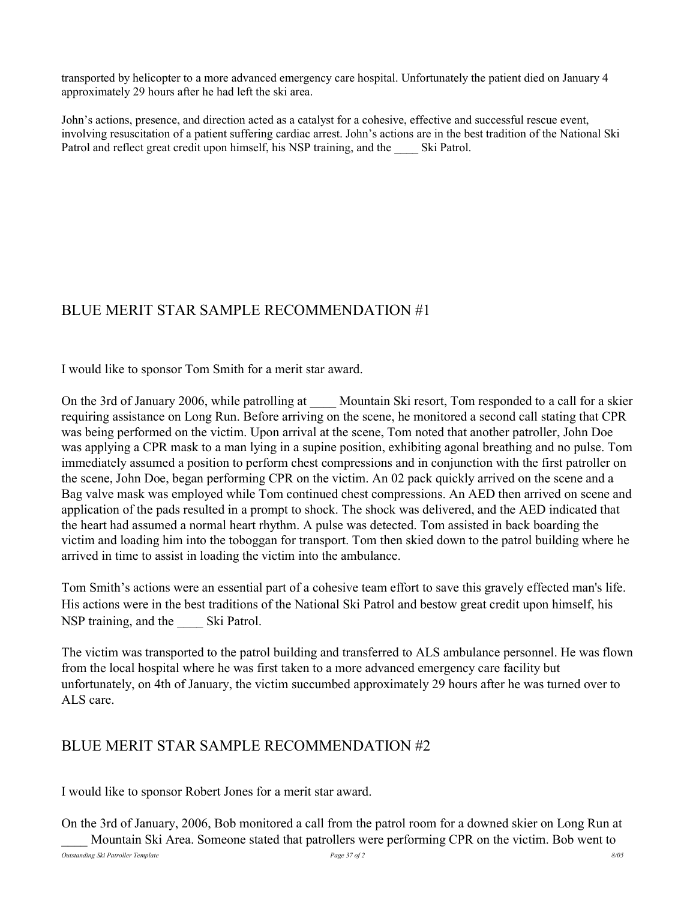transported by helicopter to a more advanced emergency care hospital. Unfortunately the patient died on January 4 approximately 29 hours after he had left the ski area.

John's actions, presence, and direction acted as a catalyst for a cohesive, effective and successful rescue event, involving resuscitation of a patient suffering cardiac arrest. John's actions are in the best tradition of the National Ski Patrol and reflect great credit upon himself, his NSP training, and the ____ Ski Patrol.

## BLUE MERIT STAR SAMPLE RECOMMENDATION #1

I would like to sponsor Tom Smith for a merit star award.

On the 3rd of January 2006, while patrolling at ____ Mountain Ski resort, Tom responded to a call for a skier requiring assistance on Long Run. Before arriving on the scene, he monitored a second call stating that CPR was being performed on the victim. Upon arrival at the scene, Tom noted that another patroller, John Doe was applying a CPR mask to a man lying in a supine position, exhibiting agonal breathing and no pulse. Tom immediately assumed a position to perform chest compressions and in conjunction with the first patroller on the scene, John Doe, began performing CPR on the victim. An 02 pack quickly arrived on the scene and a Bag valve mask was employed while Tom continued chest compressions. An AED then arrived on scene and application of the pads resulted in a prompt to shock. The shock was delivered, and the AED indicated that the heart had assumed a normal heart rhythm. A pulse was detected. Tom assisted in back boarding the victim and loading him into the toboggan for transport. Tom then skied down to the patrol building where he arrived in time to assist in loading the victim into the ambulance.

Tom Smith's actions were an essential part of a cohesive team effort to save this gravely effected man's life. His actions were in the best traditions of the National Ski Patrol and bestow great credit upon himself, his NSP training, and the ____ Ski Patrol.

The victim was transported to the patrol building and transferred to ALS ambulance personnel. He was flown from the local hospital where he was first taken to a more advanced emergency care facility but unfortunately, on 4th of January, the victim succumbed approximately 29 hours after he was turned over to ALS care.

## BLUE MERIT STAR SAMPLE RECOMMENDATION #2

I would like to sponsor Robert Jones for a merit star award.

On the 3rd of January, 2006, Bob monitored a call from the patrol room for a downed skier on Long Run at ____ Mountain Ski Area. Someone stated that patrollers were performing CPR on the victim. Bob went to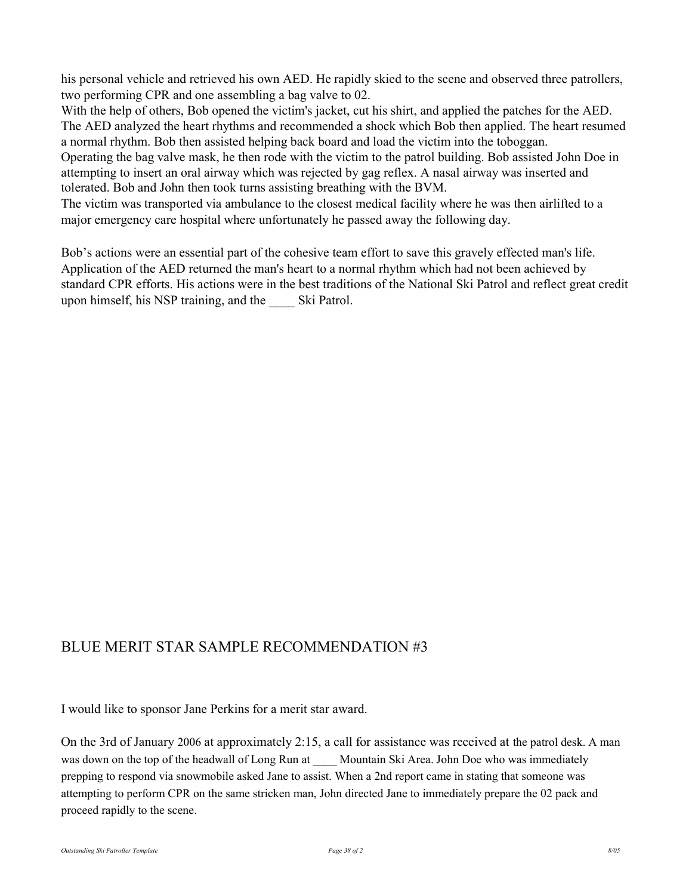his personal vehicle and retrieved his own AED. He rapidly skied to the scene and observed three patrollers, two performing CPR and one assembling a bag valve to 02.
With the help of others, Bob opened the victim's jacket, cut his shirt, and applied the patches for the AED. The AED analyzed the heart rhythms and recommended a shock which Bob then applied. The heart resumed a normal rhythm. Bob then assisted helping back board and load the victim into the toboggan.
Operating the bag valve mask, he then rode with the victim to the patrol building. Bob assisted John Doe in attempting to insert an oral airway which was rejected by gag reflex. A nasal airway was inserted and tolerated. Bob and John then took turns assisting breathing with the BVM.
The victim was transported via ambulance to the closest medical facility where he was then airlifted to a major emergency care hospital where unfortunately he passed away the following day.

Bob's actions were an essential part of the cohesive team effort to save this gravely effected man's life. Application of the AED returned the man's heart to a normal rhythm which had not been achieved by standard CPR efforts. His actions were in the best traditions of the National Ski Patrol and reflect great credit upon himself, his NSP training, and the ____ Ski Patrol.

## BLUE MERIT STAR SAMPLE RECOMMENDATION #3

I would like to sponsor Jane Perkins for a merit star award.

On the 3rd of January 2006 at approximately 2:15, a call for assistance was received at the patrol desk. A man was down on the top of the headwall of Long Run at ____ Mountain Ski Area. John Doe who was immediately prepping to respond via snowmobile asked Jane to assist. When a 2nd report came in stating that someone was attempting to perform CPR on the same stricken man, John directed Jane to immediately prepare the 02 pack and proceed rapidly to the scene.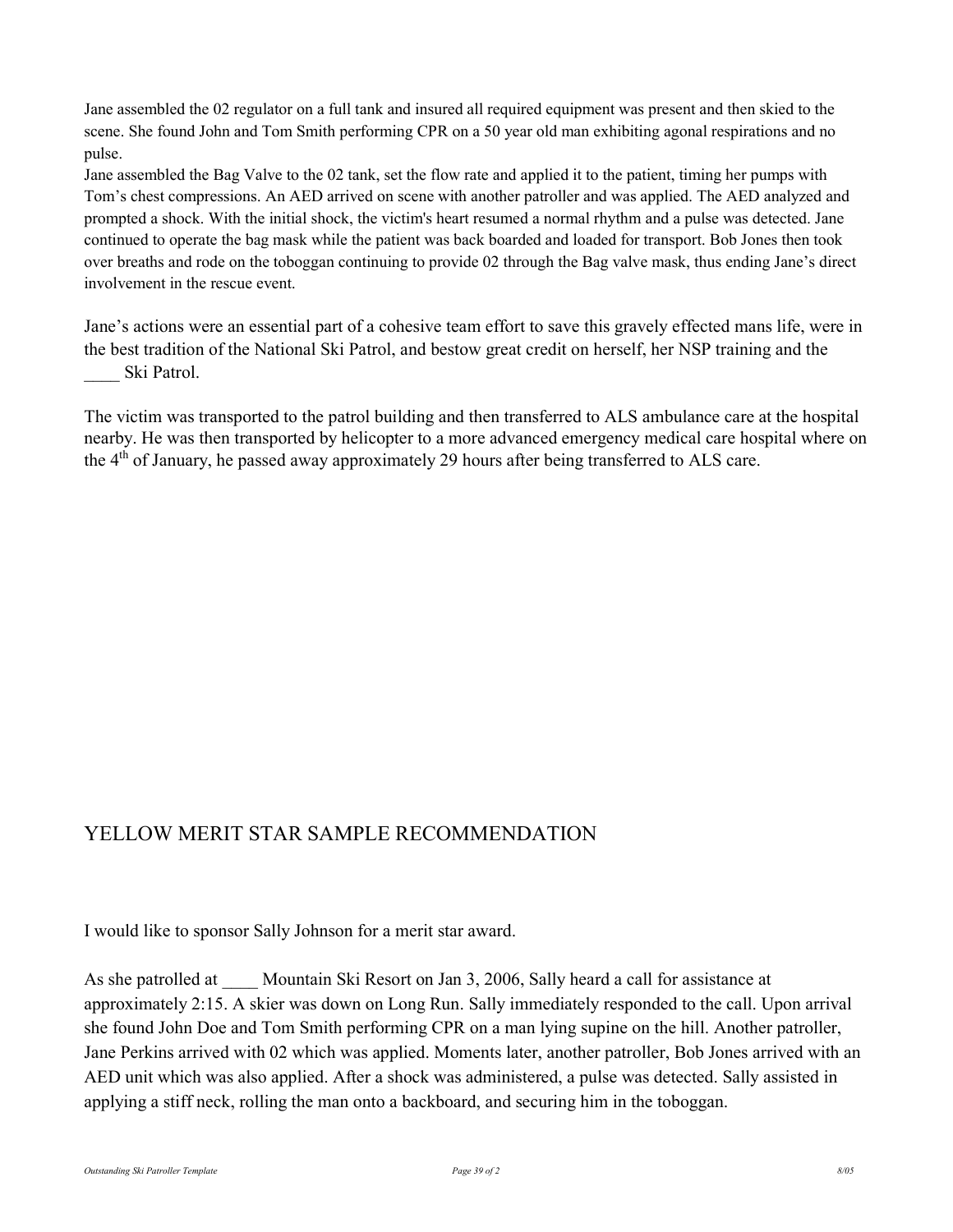Jane assembled the 02 regulator on a full tank and insured all required equipment was present and then skied to the scene. She found John and Tom Smith performing CPR on a 50 year old man exhibiting agonal respirations and no pulse.

Jane assembled the Bag Valve to the 02 tank, set the flow rate and applied it to the patient, timing her pumps with Tom's chest compressions. An AED arrived on scene with another patroller and was applied. The AED analyzed and prompted a shock. With the initial shock, the victim's heart resumed a normal rhythm and a pulse was detected. Jane continued to operate the bag mask while the patient was back boarded and loaded for transport. Bob Jones then took over breaths and rode on the toboggan continuing to provide 02 through the Bag valve mask, thus ending Jane's direct involvement in the rescue event.

Jane's actions were an essential part of a cohesive team effort to save this gravely effected mans life, were in the best tradition of the National Ski Patrol, and bestow great credit on herself, her NSP training and the ____ Ski Patrol.

The victim was transported to the patrol building and then transferred to ALS ambulance care at the hospital nearby. He was then transported by helicopter to a more advanced emergency medical care hospital where on the 4th of January, he passed away approximately 29 hours after being transferred to ALS care.

## YELLOW MERIT STAR SAMPLE RECOMMENDATION

I would like to sponsor Sally Johnson for a merit star award.

As she patrolled at ____ Mountain Ski Resort on Jan 3, 2006, Sally heard a call for assistance at approximately 2:15. A skier was down on Long Run. Sally immediately responded to the call. Upon arrival she found John Doe and Tom Smith performing CPR on a man lying supine on the hill. Another patroller, Jane Perkins arrived with 02 which was applied. Moments later, another patroller, Bob Jones arrived with an AED unit which was also applied. After a shock was administered, a pulse was detected. Sally assisted in applying a stiff neck, rolling the man onto a backboard, and securing him in the toboggan.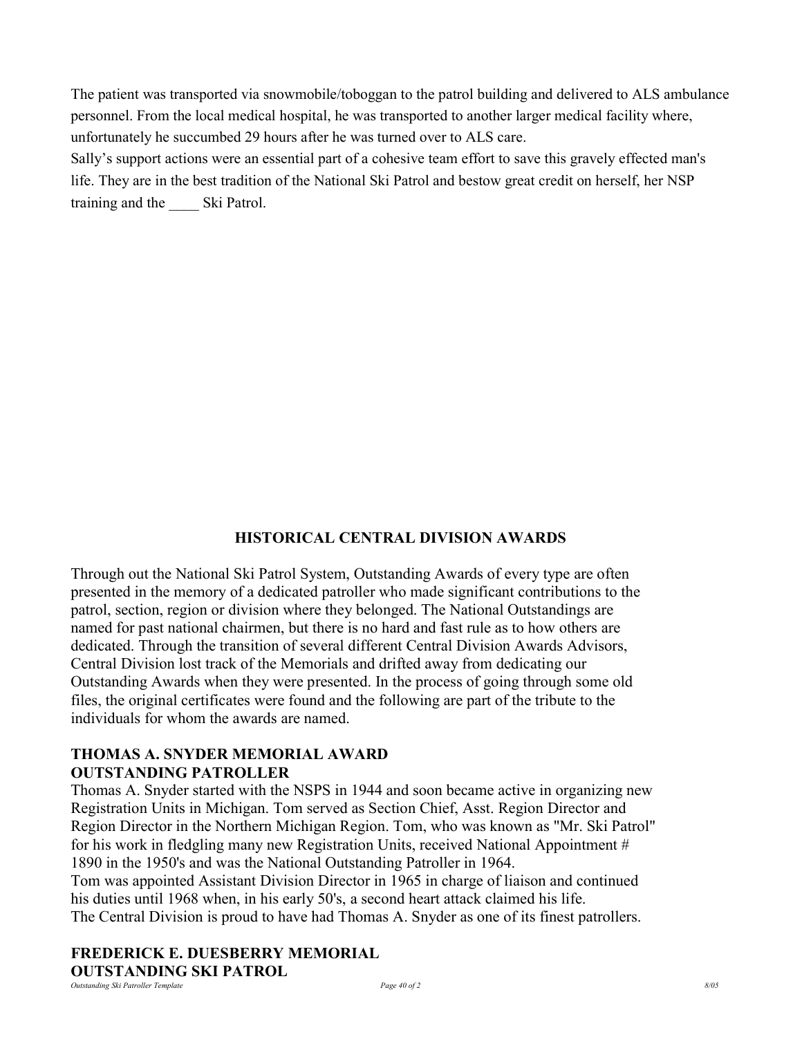The patient was transported via snowmobile/toboggan to the patrol building and delivered to ALS ambulance personnel. From the local medical hospital, he was transported to another larger medical facility where, unfortunately he succumbed 29 hours after he was turned over to ALS care.

Sally's support actions were an essential part of a cohesive team effort to save this gravely effected man's life. They are in the best tradition of the National Ski Patrol and bestow great credit on herself, her NSP training and the ____ Ski Patrol.

## HISTORICAL CENTRAL DIVISION AWARDS

Through out the National Ski Patrol System, Outstanding Awards of every type are often presented in the memory of a dedicated patroller who made significant contributions to the patrol, section, region or division where they belonged. The National Outstandings are named for past national chairmen, but there is no hard and fast rule as to how others are dedicated. Through the transition of several different Central Division Awards Advisors, Central Division lost track of the Memorials and drifted away from dedicating our Outstanding Awards when they were presented. In the process of going through some old files, the original certificates were found and the following are part of the tribute to the individuals for whom the awards are named.

### THOMAS A. SNYDER MEMORIAL AWARD
### OUTSTANDING PATROLLER

Thomas A. Snyder started with the NSPS in 1944 and soon became active in organizing new Registration Units in Michigan. Tom served as Section Chief, Asst. Region Director and Region Director in the Northern Michigan Region. Tom, who was known as "Mr. Ski Patrol" for his work in fledgling many new Registration Units, received National Appointment # 1890 in the 1950's and was the National Outstanding Patroller in 1964.

Tom was appointed Assistant Division Director in 1965 in charge of liaison and continued his duties until 1968 when, in his early 50's, a second heart attack claimed his life.

The Central Division is proud to have had Thomas A. Snyder as one of its finest patrollers.

### FREDERICK E. DUESBERRY MEMORIAL
### OUTSTANDING SKI PATROL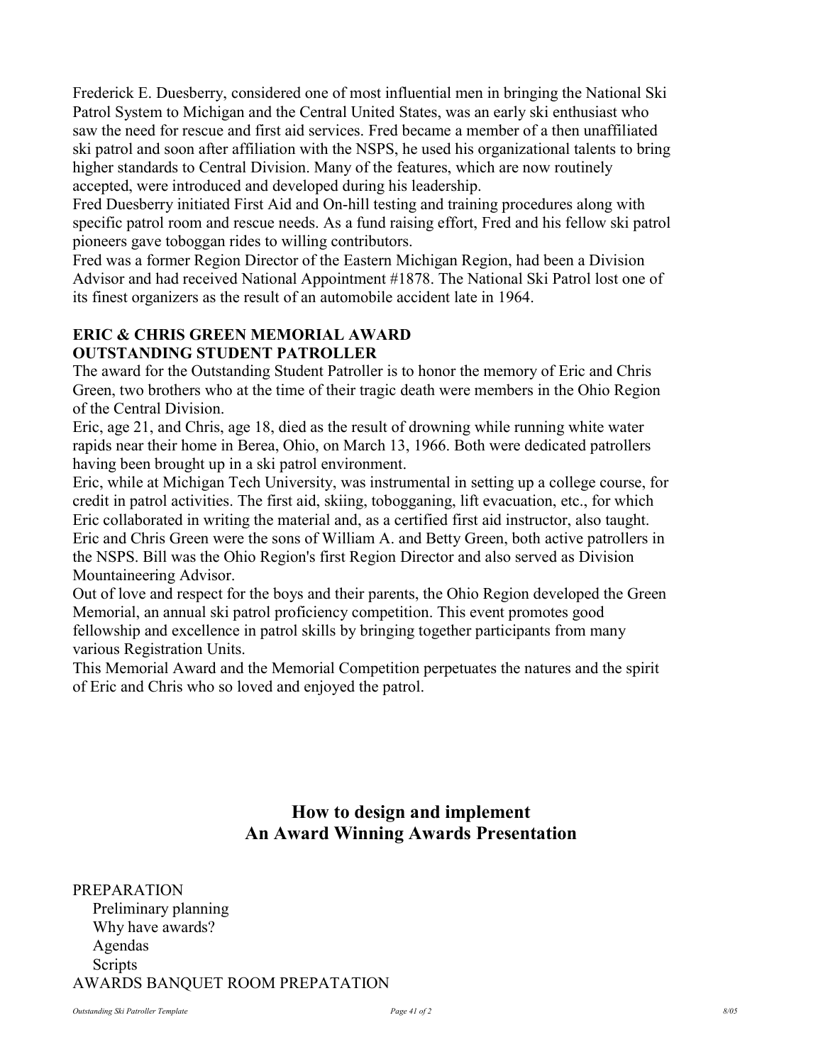Frederick E. Duesberry, considered one of most influential men in bringing the National Ski Patrol System to Michigan and the Central United States, was an early ski enthusiast who saw the need for rescue and first aid services. Fred became a member of a then unaffiliated ski patrol and soon after affiliation with the NSPS, he used his organizational talents to bring higher standards to Central Division. Many of the features, which are now routinely accepted, were introduced and developed during his leadership.

Fred Duesberry initiated First Aid and On-hill testing and training procedures along with specific patrol room and rescue needs. As a fund raising effort, Fred and his fellow ski patrol pioneers gave toboggan rides to willing contributors.

Fred was a former Region Director of the Eastern Michigan Region, had been a Division Advisor and had received National Appointment #1878. The National Ski Patrol lost one of its finest organizers as the result of an automobile accident late in 1964.

**ERIC & CHRIS GREEN MEMORIAL AWARD**
**OUTSTANDING STUDENT PATROLLER**

The award for the Outstanding Student Patroller is to honor the memory of Eric and Chris Green, two brothers who at the time of their tragic death were members in the Ohio Region of the Central Division.

Eric, age 21, and Chris, age 18, died as the result of drowning while running white water rapids near their home in Berea, Ohio, on March 13, 1966. Both were dedicated patrollers having been brought up in a ski patrol environment.

Eric, while at Michigan Tech University, was instrumental in setting up a college course, for credit in patrol activities. The first aid, skiing, tobogganing, lift evacuation, etc., for which Eric collaborated in writing the material and, as a certified first aid instructor, also taught.

Eric and Chris Green were the sons of William A. and Betty Green, both active patrollers in the NSPS. Bill was the Ohio Region's first Region Director and also served as Division Mountaineering Advisor.

Out of love and respect for the boys and their parents, the Ohio Region developed the Green Memorial, an annual ski patrol proficiency competition. This event promotes good fellowship and excellence in patrol skills by bringing together participants from many various Registration Units.

This Memorial Award and the Memorial Competition perpetuates the natures and the spirit of Eric and Chris who so loved and enjoyed the patrol.

## How to design and implement An Award Winning Awards Presentation

PREPARATION
- Preliminary planning
- Why have awards?
- Agendas
- Scripts

AWARDS BANQUET ROOM PREPATATION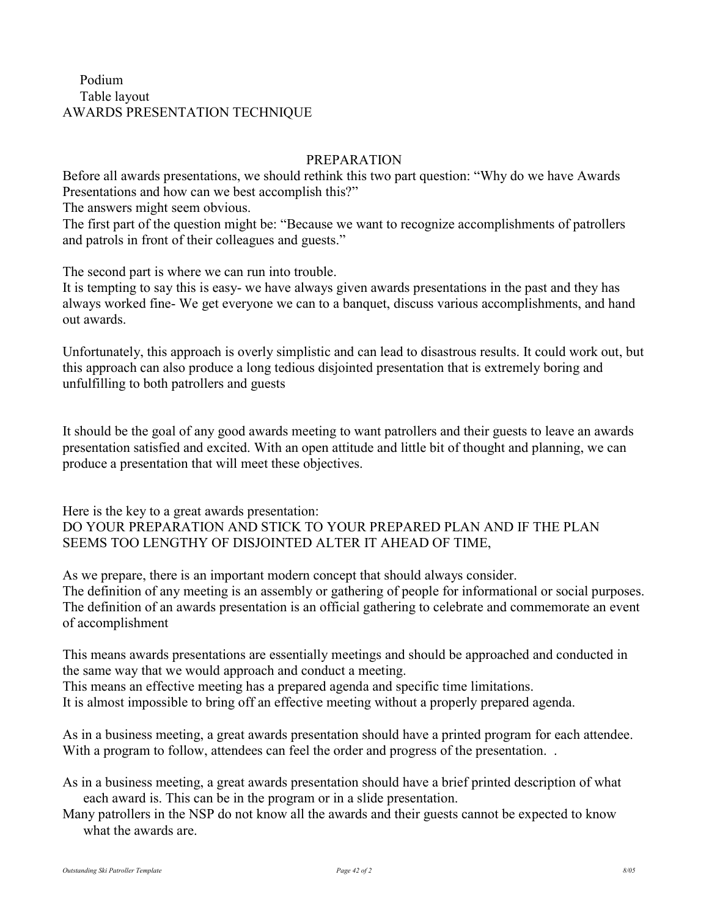Podium
Table layout

AWARDS PRESENTATION TECHNIQUE

## PREPARATION

Before all awards presentations, we should rethink this two part question: "Why do we have Awards Presentations and how can we best accomplish this?"

The answers might seem obvious.

The first part of the question might be: "Because we want to recognize accomplishments of patrollers and patrols in front of their colleagues and guests."

The second part is where we can run into trouble.

It is tempting to say this is easy- we have always given awards presentations in the past and they has always worked fine- We get everyone we can to a banquet, discuss various accomplishments, and hand out awards.

Unfortunately, this approach is overly simplistic and can lead to disastrous results. It could work out, but this approach can also produce a long tedious disjointed presentation that is extremely boring and unfulfilling to both patrollers and guests

It should be the goal of any good awards meeting to want patrollers and their guests to leave an awards presentation satisfied and excited. With an open attitude and little bit of thought and planning, we can produce a presentation that will meet these objectives.

Here is the key to a great awards presentation:

DO YOUR PREPARATION AND STICK TO YOUR PREPARED PLAN AND IF THE PLAN SEEMS TOO LENGTHY OF DISJOINTED ALTER IT AHEAD OF TIME,

As we prepare, there is an important modern concept that should always consider.

The definition of any meeting is an assembly or gathering of people for informational or social purposes.

The definition of an awards presentation is an official gathering to celebrate and commemorate an event of accomplishment

This means awards presentations are essentially meetings and should be approached and conducted in the same way that we would approach and conduct a meeting.

This means an effective meeting has a prepared agenda and specific time limitations.

It is almost impossible to bring off an effective meeting without a properly prepared agenda.

As in a business meeting, a great awards presentation should have a printed program for each attendee. With a program to follow, attendees can feel the order and progress of the presentation. .

As in a business meeting, a great awards presentation should have a brief printed description of what each award is. This can be in the program or in a slide presentation.

Many patrollers in the NSP do not know all the awards and their guests cannot be expected to know what the awards are.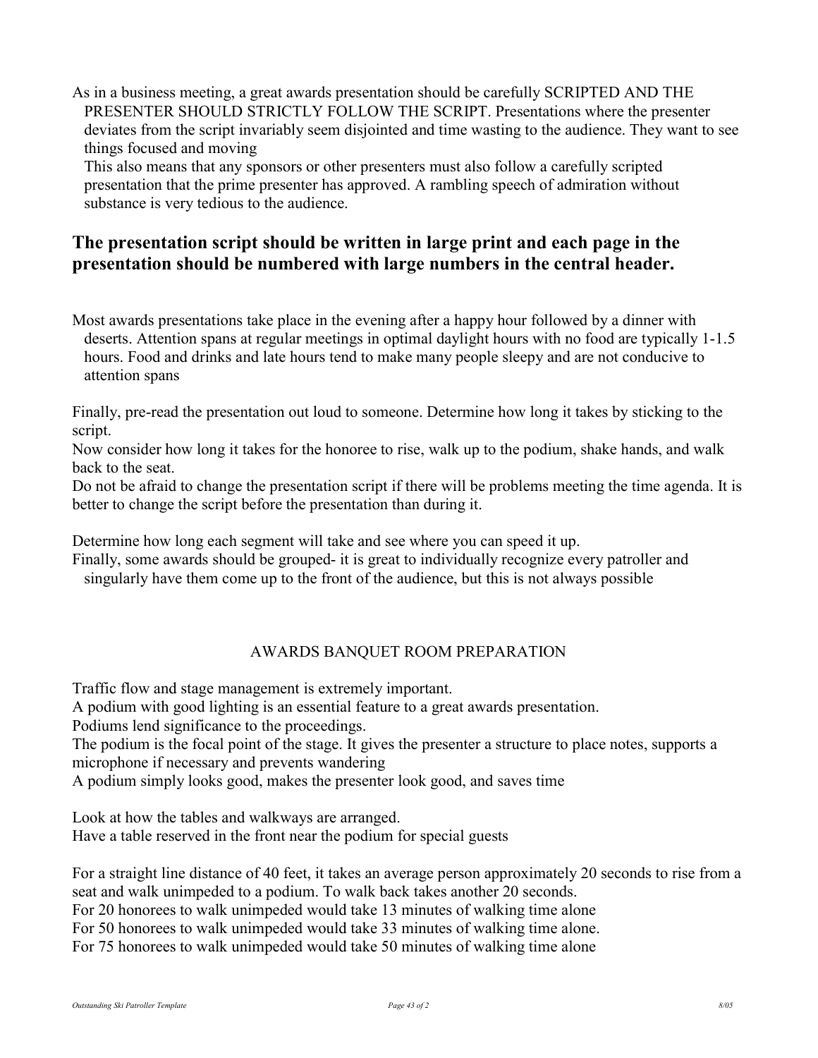As in a business meeting, a great awards presentation should be carefully SCRIPTED AND THE PRESENTER SHOULD STRICTLY FOLLOW THE SCRIPT. Presentations where the presenter deviates from the script invariably seem disjointed and time wasting to the audience. They want to see things focused and moving

This also means that any sponsors or other presenters must also follow a carefully scripted presentation that the prime presenter has approved. A rambling speech of admiration without substance is very tedious to the audience.

## The presentation script should be written in large print and each page in the presentation should be numbered with large numbers in the central header.

Most awards presentations take place in the evening after a happy hour followed by a dinner with deserts. Attention spans at regular meetings in optimal daylight hours with no food are typically 1-1.5 hours. Food and drinks and late hours tend to make many people sleepy and are not conducive to attention spans

Finally, pre-read the presentation out loud to someone. Determine how long it takes by sticking to the script.

Now consider how long it takes for the honoree to rise, walk up to the podium, shake hands, and walk back to the seat.

Do not be afraid to change the presentation script if there will be problems meeting the time agenda. It is better to change the script before the presentation than during it.

Determine how long each segment will take and see where you can speed it up.

Finally, some awards should be grouped- it is great to individually recognize every patroller and singularly have them come up to the front of the audience, but this is not always possible

AWARDS BANQUET ROOM PREPARATION

Traffic flow and stage management is extremely important.

A podium with good lighting is an essential feature to a great awards presentation.

Podiums lend significance to the proceedings.

The podium is the focal point of the stage. It gives the presenter a structure to place notes, supports a microphone if necessary and prevents wandering

A podium simply looks good, makes the presenter look good, and saves time

Look at how the tables and walkways are arranged.

Have a table reserved in the front near the podium for special guests

For a straight line distance of 40 feet, it takes an average person approximately 20 seconds to rise from a seat and walk unimpeded to a podium. To walk back takes another 20 seconds.

For 20 honorees to walk unimpeded would take 13 minutes of walking time alone

For 50 honorees to walk unimpeded would take 33 minutes of walking time alone.

For 75 honorees to walk unimpeded would take 50 minutes of walking time alone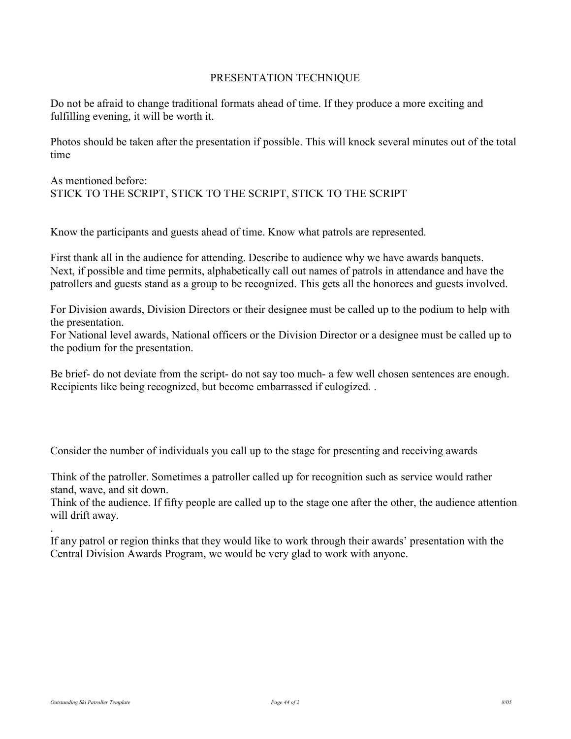## PRESENTATION TECHNIQUE

Do not be afraid to change traditional formats ahead of time. If they produce a more exciting and fulfilling evening, it will be worth it.

Photos should be taken after the presentation if possible. This will knock several minutes out of the total time

As mentioned before:
STICK TO THE SCRIPT, STICK TO THE SCRIPT, STICK TO THE SCRIPT

Know the participants and guests ahead of time. Know what patrols are represented.

First thank all in the audience for attending. Describe to audience why we have awards banquets.
Next, if possible and time permits, alphabetically call out names of patrols in attendance and have the patrollers and guests stand as a group to be recognized. This gets all the honorees and guests involved.

For Division awards, Division Directors or their designee must be called up to the podium to help with the presentation.
For National level awards, National officers or the Division Director or a designee must be called up to the podium for the presentation.

Be brief- do not deviate from the script- do not say too much- a few well chosen sentences are enough. Recipients like being recognized, but become embarrassed if eulogized. .

Consider the number of individuals you call up to the stage for presenting and receiving awards

Think of the patroller. Sometimes a patroller called up for recognition such as service would rather stand, wave, and sit down.
Think of the audience. If fifty people are called up to the stage one after the other, the audience attention will drift away.

.
If any patrol or region thinks that they would like to work through their awards' presentation with the Central Division Awards Program, we would be very glad to work with anyone.